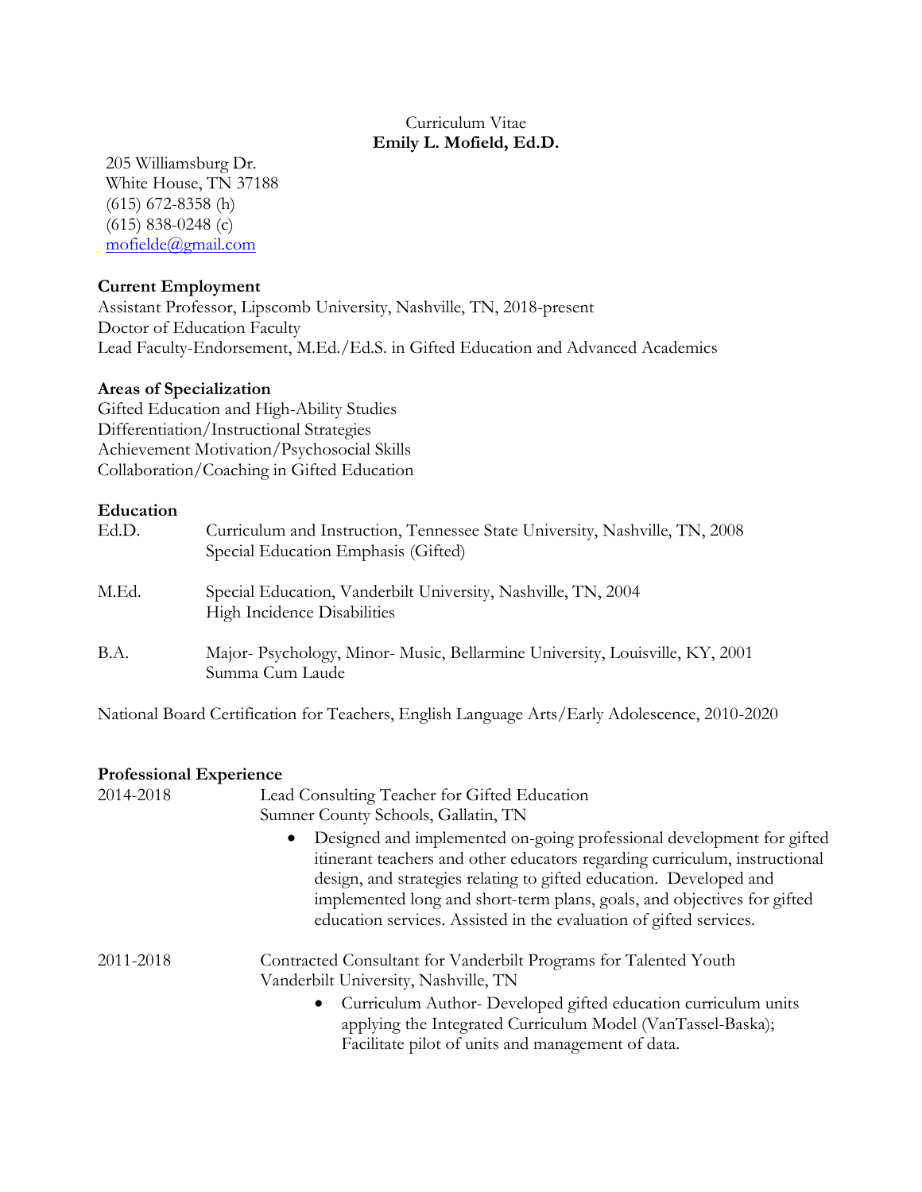Curriculum Vitae

**Emily L. Mofield, Ed.D.**

205 Williamsburg Dr.
White House, TN 37188
(615) 672-8358 (h)
(615) 838-0248 (c)
mofielde@gmail.com

## Current Employment

Assistant Professor, Lipscomb University, Nashville, TN, 2018-present
Doctor of Education Faculty
Lead Faculty-Endorsement, M.Ed./Ed.S. in Gifted Education and Advanced Academics

## Areas of Specialization

Gifted Education and High-Ability Studies
Differentiation/Instructional Strategies
Achievement Motivation/Psychosocial Skills
Collaboration/Coaching in Gifted Education

## Education

Ed.D. Curriculum and Instruction, Tennessee State University, Nashville, TN, 2008
Special Education Emphasis (Gifted)

M.Ed. Special Education, Vanderbilt University, Nashville, TN, 2004
High Incidence Disabilities

B.A. Major- Psychology, Minor- Music, Bellarmine University, Louisville, KY, 2001
Summa Cum Laude

National Board Certification for Teachers, English Language Arts/Early Adolescence, 2010-2020

## Professional Experience

2014-2018 Lead Consulting Teacher for Gifted Education
Sumner County Schools, Gallatin, TN

- Designed and implemented on-going professional development for gifted itinerant teachers and other educators regarding curriculum, instructional design, and strategies relating to gifted education. Developed and implemented long and short-term plans, goals, and objectives for gifted education services. Assisted in the evaluation of gifted services.

2011-2018 Contracted Consultant for Vanderbilt Programs for Talented Youth
Vanderbilt University, Nashville, TN

- Curriculum Author- Developed gifted education curriculum units applying the Integrated Curriculum Model (VanTassel-Baska); Facilitate pilot of units and management of data.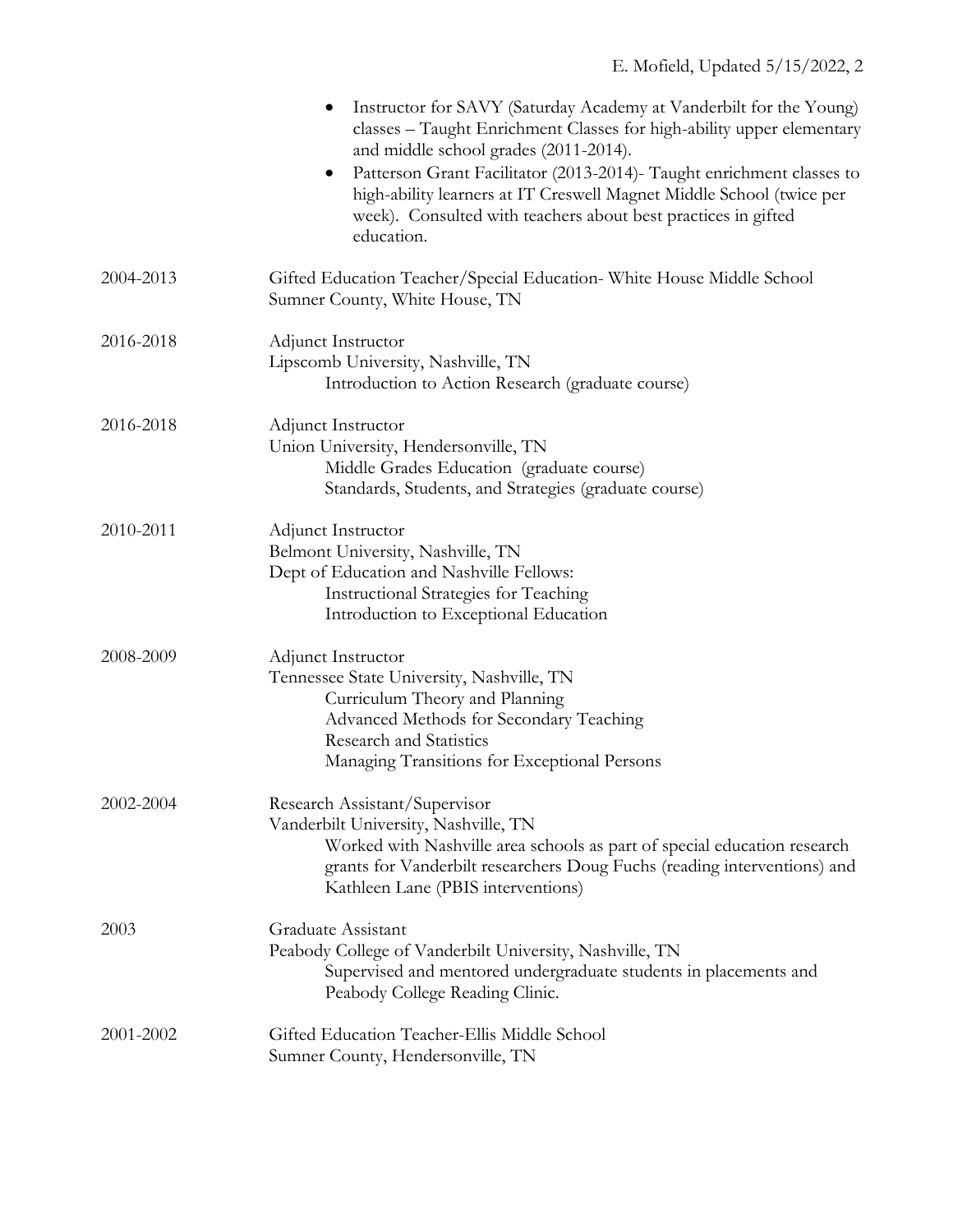- Instructor for SAVY (Saturday Academy at Vanderbilt for the Young) classes – Taught Enrichment Classes for high-ability upper elementary and middle school grades (2011-2014).
- Patterson Grant Facilitator (2013-2014)- Taught enrichment classes to high-ability learners at IT Creswell Magnet Middle School (twice per week). Consulted with teachers about best practices in gifted education.

**2004-2013**
Gifted Education Teacher/Special Education- White House Middle School
Sumner County, White House, TN

**2016-2018**
Adjunct Instructor
Lipscomb University, Nashville, TN
Introduction to Action Research (graduate course)

**2016-2018**
Adjunct Instructor
Union University, Hendersonville, TN
Middle Grades Education (graduate course)
Standards, Students, and Strategies (graduate course)

**2010-2011**
Adjunct Instructor
Belmont University, Nashville, TN
Dept of Education and Nashville Fellows:
Instructional Strategies for Teaching
Introduction to Exceptional Education

**2008-2009**
Adjunct Instructor
Tennessee State University, Nashville, TN
Curriculum Theory and Planning
Advanced Methods for Secondary Teaching
Research and Statistics
Managing Transitions for Exceptional Persons

**2002-2004**
Research Assistant/Supervisor
Vanderbilt University, Nashville, TN
Worked with Nashville area schools as part of special education research grants for Vanderbilt researchers Doug Fuchs (reading interventions) and Kathleen Lane (PBIS interventions)

**2003**
Graduate Assistant
Peabody College of Vanderbilt University, Nashville, TN
Supervised and mentored undergraduate students in placements and Peabody College Reading Clinic.

**2001-2002**
Gifted Education Teacher-Ellis Middle School
Sumner County, Hendersonville, TN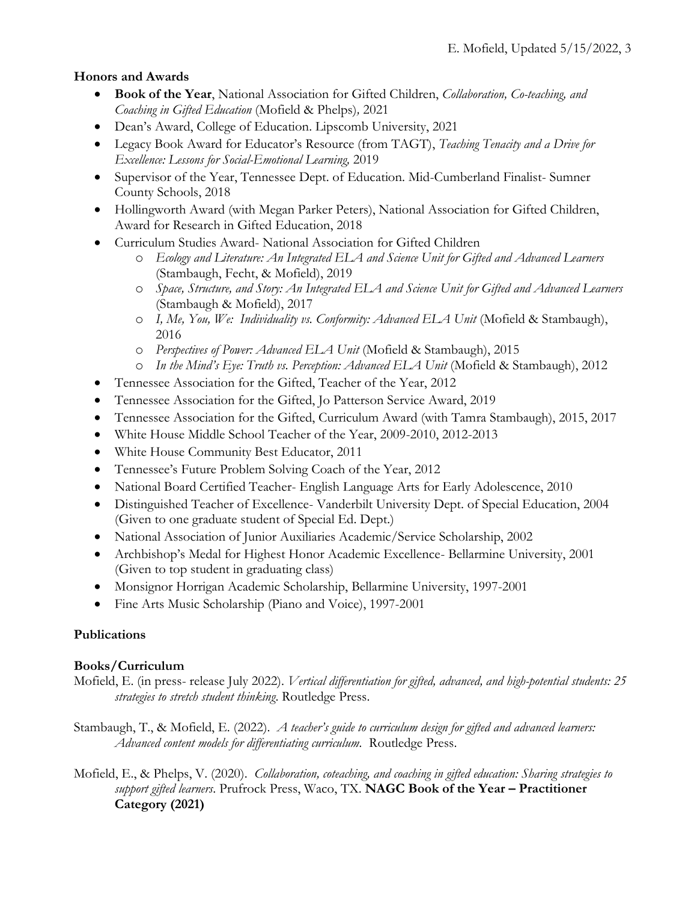**Honors and Awards**

- **Book of the Year**, National Association for Gifted Children, *Collaboration, Co-teaching, and Coaching in Gifted Education* (Mofield & Phelps)*,* 2021
- Dean's Award, College of Education. Lipscomb University, 2021
- Legacy Book Award for Educator's Resource (from TAGT), *Teaching Tenacity and a Drive for Excellence: Lessons for Social-Emotional Learning,* 2019
- Supervisor of the Year, Tennessee Dept. of Education. Mid-Cumberland Finalist- Sumner County Schools, 2018
- Hollingworth Award (with Megan Parker Peters), National Association for Gifted Children, Award for Research in Gifted Education, 2018
- Curriculum Studies Award- National Association for Gifted Children
    - *Ecology and Literature: An Integrated ELA and Science Unit for Gifted and Advanced Learners* (Stambaugh, Fecht, & Mofield), 2019
    - *Space, Structure, and Story: An Integrated ELA and Science Unit for Gifted and Advanced Learners* (Stambaugh & Mofield), 2017
    - *I, Me, You, We: Individuality vs. Conformity: Advanced ELA Unit* (Mofield & Stambaugh), 2016
    - *Perspectives of Power: Advanced ELA Unit* (Mofield & Stambaugh), 2015
    - *In the Mind's Eye: Truth vs. Perception: Advanced ELA Unit* (Mofield & Stambaugh), 2012
- Tennessee Association for the Gifted, Teacher of the Year, 2012
- Tennessee Association for the Gifted, Jo Patterson Service Award, 2019
- Tennessee Association for the Gifted, Curriculum Award (with Tamra Stambaugh), 2015, 2017
- White House Middle School Teacher of the Year, 2009-2010, 2012-2013
- White House Community Best Educator, 2011
- Tennessee's Future Problem Solving Coach of the Year, 2012
- National Board Certified Teacher- English Language Arts for Early Adolescence, 2010
- Distinguished Teacher of Excellence- Vanderbilt University Dept. of Special Education, 2004 (Given to one graduate student of Special Ed. Dept.)
- National Association of Junior Auxiliaries Academic/Service Scholarship, 2002
- Archbishop's Medal for Highest Honor Academic Excellence- Bellarmine University, 2001 (Given to top student in graduating class)
- Monsignor Horrigan Academic Scholarship, Bellarmine University, 1997-2001
- Fine Arts Music Scholarship (Piano and Voice), 1997-2001

**Publications**

**Books/Curriculum**

Mofield, E. (in press- release July 2022). *Vertical differentiation for gifted, advanced, and high-potential students: 25 strategies to stretch student thinking*. Routledge Press.

Stambaugh, T., & Mofield, E. (2022). *A teacher's guide to curriculum design for gifted and advanced learners: Advanced content models for differentiating curriculum.* Routledge Press.

Mofield, E., & Phelps, V. (2020). *Collaboration, coteaching, and coaching in gifted education: Sharing strategies to support gifted learners*. Prufrock Press, Waco, TX. **NAGC Book of the Year – Practitioner Category (2021)**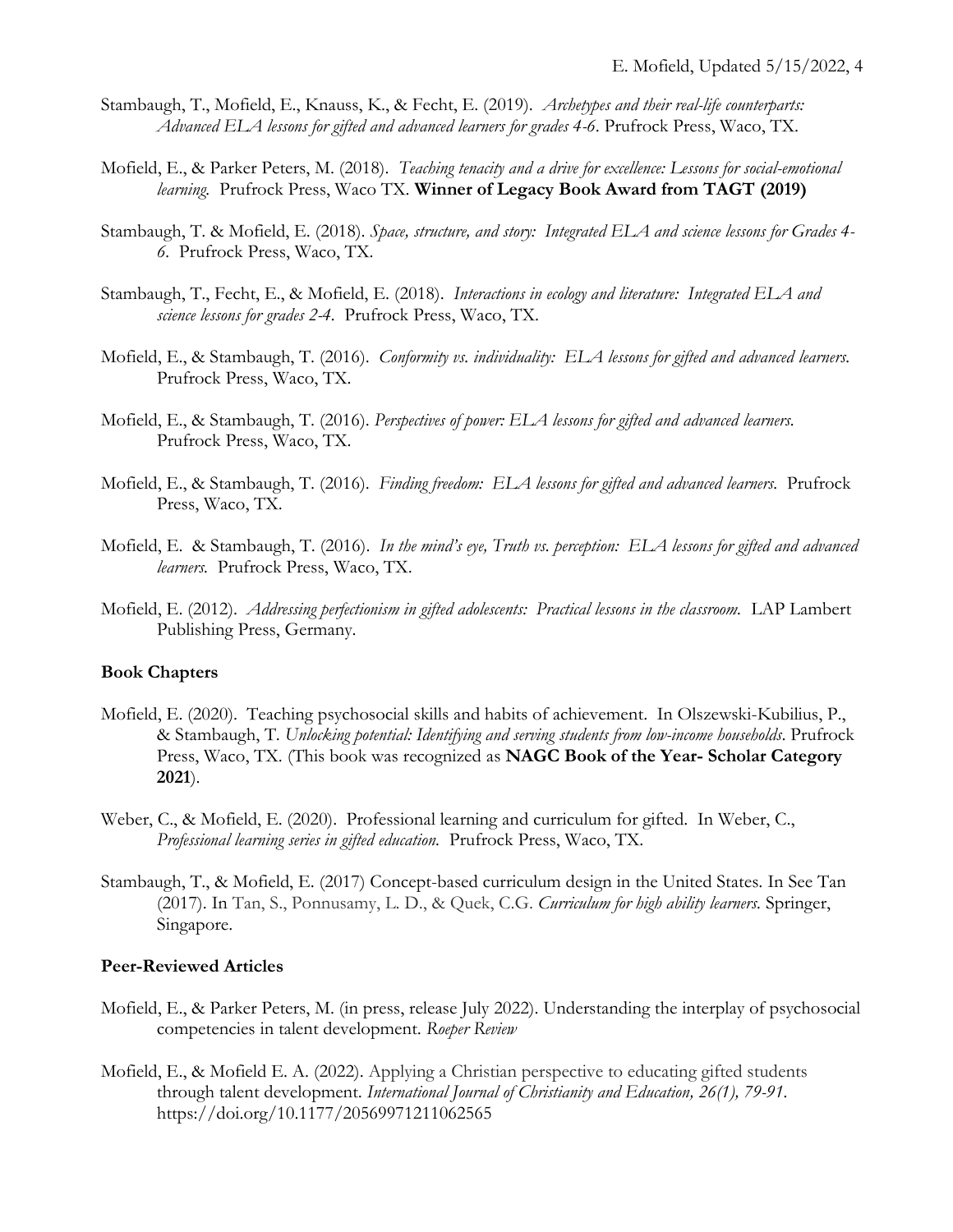Stambaugh, T., Mofield, E., Knauss, K., & Fecht, E. (2019). *Archetypes and their real-life counterparts: Advanced ELA lessons for gifted and advanced learners for grades 4-6*. Prufrock Press, Waco, TX.

Mofield, E., & Parker Peters, M. (2018). *Teaching tenacity and a drive for excellence: Lessons for social-emotional learning.* Prufrock Press, Waco TX. **Winner of Legacy Book Award from TAGT (2019)**

Stambaugh, T. & Mofield, E. (2018). *Space, structure, and story: Integrated ELA and science lessons for Grades 4-6*. Prufrock Press, Waco, TX.

Stambaugh, T., Fecht, E., & Mofield, E. (2018). *Interactions in ecology and literature: Integrated ELA and science lessons for grades 2-4*. Prufrock Press, Waco, TX.

Mofield, E., & Stambaugh, T. (2016). *Conformity vs. individuality: ELA lessons for gifted and advanced learners.* Prufrock Press, Waco, TX.

Mofield, E., & Stambaugh, T. (2016). *Perspectives of power: ELA lessons for gifted and advanced learners.* Prufrock Press, Waco, TX.

Mofield, E., & Stambaugh, T. (2016). *Finding freedom: ELA lessons for gifted and advanced learners.* Prufrock Press, Waco, TX.

Mofield, E. & Stambaugh, T. (2016). *In the mind's eye, Truth vs. perception: ELA lessons for gifted and advanced learners.* Prufrock Press, Waco, TX.

Mofield, E. (2012). *Addressing perfectionism in gifted adolescents: Practical lessons in the classroom.* LAP Lambert Publishing Press, Germany.

**Book Chapters**

Mofield, E. (2020). Teaching psychosocial skills and habits of achievement. In Olszewski-Kubilius, P., & Stambaugh, T. *Unlocking potential: Identifying and serving students from low-income households*. Prufrock Press, Waco, TX. (This book was recognized as **NAGC Book of the Year- Scholar Category 2021**).

Weber, C., & Mofield, E. (2020). Professional learning and curriculum for gifted. In Weber, C., *Professional learning series in gifted education.* Prufrock Press, Waco, TX.

Stambaugh, T., & Mofield, E. (2017) Concept-based curriculum design in the United States. In See Tan (2017). In Tan, S., Ponnusamy, L. D., & Quek, C.G. *Curriculum for high ability learners.* Springer, Singapore.

**Peer-Reviewed Articles**

Mofield, E., & Parker Peters, M. (in press, release July 2022). Understanding the interplay of psychosocial competencies in talent development. *Roeper Review*

Mofield, E., & Mofield E. A. (2022). Applying a Christian perspective to educating gifted students through talent development. *International Journal of Christianity and Education, 26(1), 79-91.* https://doi.org/10.1177/20569971211062565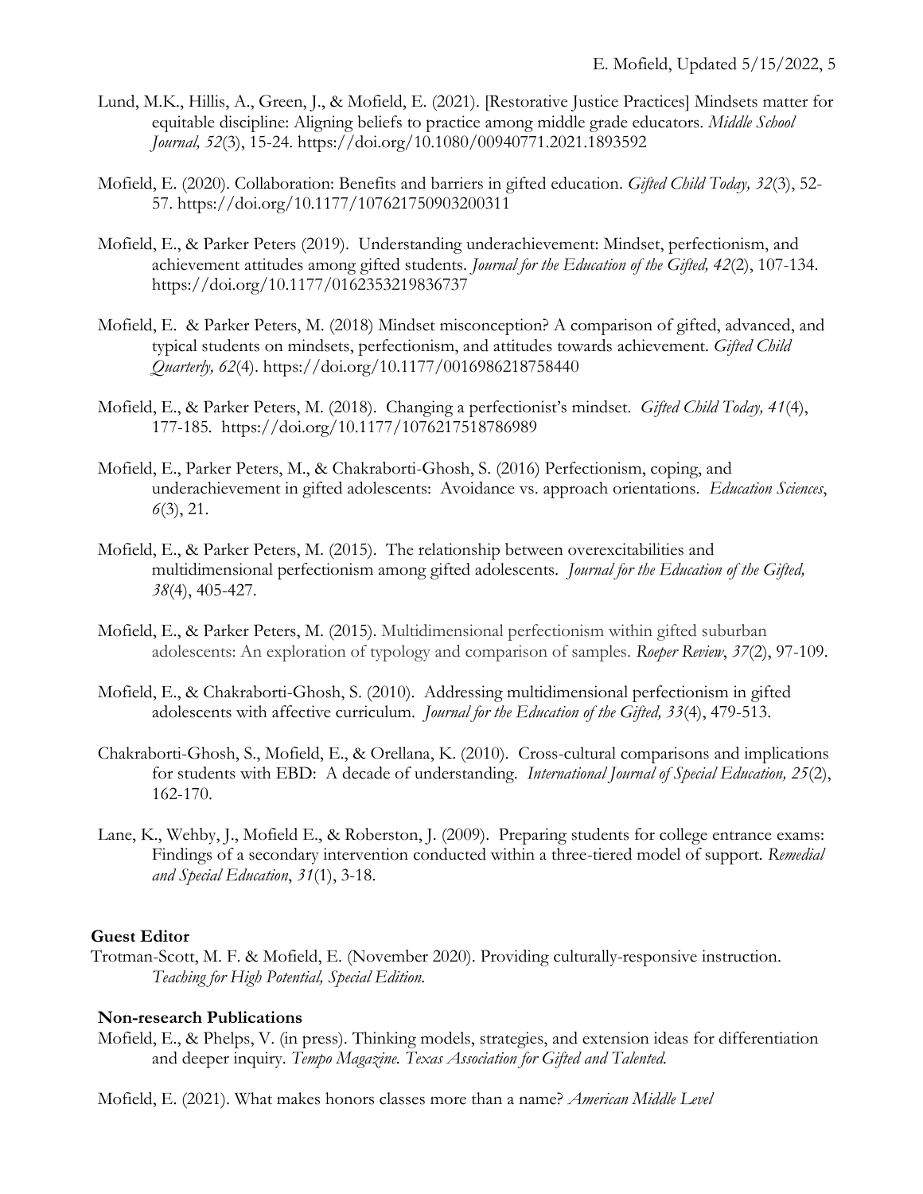Lund, M.K., Hillis, A., Green, J., & Mofield, E. (2021). [Restorative Justice Practices] Mindsets matter for equitable discipline: Aligning beliefs to practice among middle grade educators. *Middle School Journal, 52*(3), 15-24. https://doi.org/10.1080/00940771.2021.1893592

Mofield, E. (2020). Collaboration: Benefits and barriers in gifted education. *Gifted Child Today, 32*(3), 52-57. https://doi.org/10.1177/107621750903200311

Mofield, E., & Parker Peters (2019). Understanding underachievement: Mindset, perfectionism, and achievement attitudes among gifted students. *Journal for the Education of the Gifted, 42*(2), 107-134. https://doi.org/10.1177/0162353219836737

Mofield, E. & Parker Peters, M. (2018) Mindset misconception? A comparison of gifted, advanced, and typical students on mindsets, perfectionism, and attitudes towards achievement. *Gifted Child Quarterly, 62*(4). https://doi.org/10.1177/0016986218758440

Mofield, E., & Parker Peters, M. (2018). Changing a perfectionist's mindset. *Gifted Child Today, 41*(4), 177-185. https://doi.org/10.1177/1076217518786989

Mofield, E., Parker Peters, M., & Chakraborti-Ghosh, S. (2016) Perfectionism, coping, and underachievement in gifted adolescents: Avoidance vs. approach orientations. *Education Sciences*, *6*(3), 21.

Mofield, E., & Parker Peters, M. (2015). The relationship between overexcitabilities and multidimensional perfectionism among gifted adolescents. *Journal for the Education of the Gifted, 38*(4), 405-427.

Mofield, E., & Parker Peters, M. (2015). Multidimensional perfectionism within gifted suburban adolescents: An exploration of typology and comparison of samples. *Roeper Review*, *37*(2), 97-109.

Mofield, E., & Chakraborti-Ghosh, S. (2010). Addressing multidimensional perfectionism in gifted adolescents with affective curriculum. *Journal for the Education of the Gifted, 33*(4), 479-513.

Chakraborti-Ghosh, S., Mofield, E., & Orellana, K. (2010). Cross-cultural comparisons and implications for students with EBD: A decade of understanding. *International Journal of Special Education, 25*(2), 162-170.

Lane, K., Wehby, J., Mofield E., & Roberston, J. (2009). Preparing students for college entrance exams: Findings of a secondary intervention conducted within a three-tiered model of support. *Remedial and Special Education*, *31*(1), 3-18.

### Guest Editor

Trotman-Scott, M. F. & Mofield, E. (November 2020). Providing culturally-responsive instruction. *Teaching for High Potential, Special Edition.*

### Non-research Publications

Mofield, E., & Phelps, V. (in press). Thinking models, strategies, and extension ideas for differentiation and deeper inquiry. *Tempo Magazine. Texas Association for Gifted and Talented.*

Mofield, E. (2021). What makes honors classes more than a name? *American Middle Level*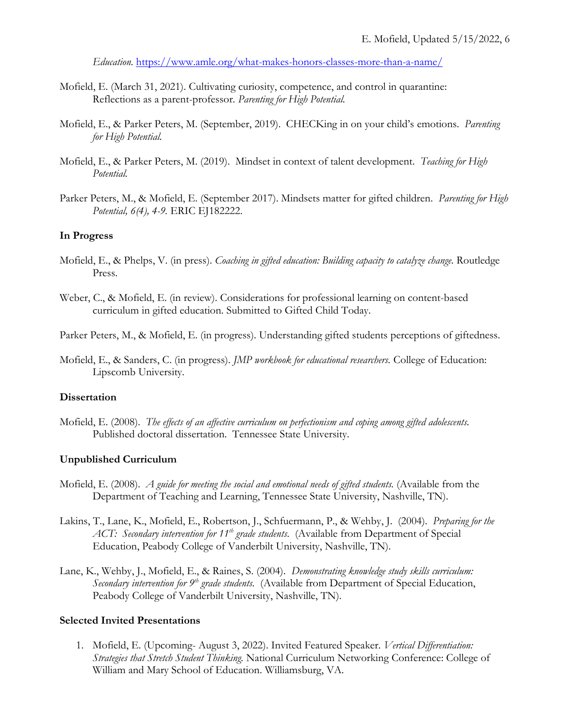*Education*. https://www.amle.org/what-makes-honors-classes-more-than-a-name/

Mofield, E. (March 31, 2021). Cultivating curiosity, competence, and control in quarantine: Reflections as a parent-professor. *Parenting for High Potential.*

Mofield, E., & Parker Peters, M. (September, 2019). CHECKing in on your child's emotions. *Parenting for High Potential.*

Mofield, E., & Parker Peters, M. (2019). Mindset in context of talent development. *Teaching for High Potential.*

Parker Peters, M., & Mofield, E. (September 2017). Mindsets matter for gifted children. *Parenting for High Potential, 6(4), 4-9.* ERIC EJ182222.

### In Progress

Mofield, E., & Phelps, V. (in press). *Coaching in gifted education: Building capacity to catalyze change.* Routledge Press.

Weber, C., & Mofield, E. (in review). Considerations for professional learning on content-based curriculum in gifted education. Submitted to Gifted Child Today.

Parker Peters, M., & Mofield, E. (in progress). Understanding gifted students perceptions of giftedness.

Mofield, E., & Sanders, C. (in progress). *JMP workbook for educational researchers.* College of Education: Lipscomb University.

### Dissertation

Mofield, E. (2008). *The effects of an affective curriculum on perfectionism and coping among gifted adolescents.* Published doctoral dissertation. Tennessee State University.

### Unpublished Curriculum

Mofield, E. (2008). *A guide for meeting the social and emotional needs of gifted students.* (Available from the Department of Teaching and Learning, Tennessee State University, Nashville, TN).

Lakins, T., Lane, K., Mofield, E., Robertson, J., Schfuermann, P., & Wehby, J. (2004). *Preparing for the ACT: Secondary intervention for 11th grade students.* (Available from Department of Special Education, Peabody College of Vanderbilt University, Nashville, TN).

Lane, K., Wehby, J., Mofield, E., & Raines, S. (2004). *Demonstrating knowledge study skills curriculum: Secondary intervention for 9th grade students.* (Available from Department of Special Education, Peabody College of Vanderbilt University, Nashville, TN).

### Selected Invited Presentations

1. Mofield, E. (Upcoming- August 3, 2022). Invited Featured Speaker. *Vertical Differentiation: Strategies that Stretch Student Thinking.* National Curriculum Networking Conference: College of William and Mary School of Education. Williamsburg, VA.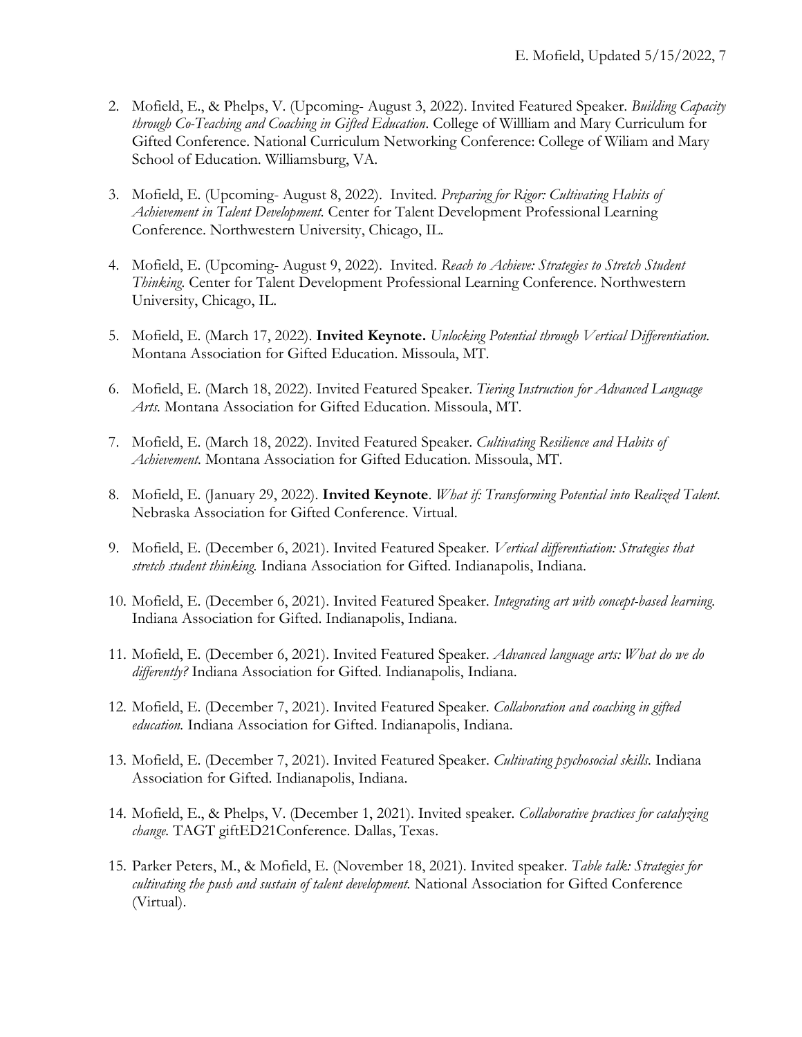2. Mofield, E., & Phelps, V. (Upcoming- August 3, 2022). Invited Featured Speaker. *Building Capacity through Co-Teaching and Coaching in Gifted Education*. College of Willliam and Mary Curriculum for Gifted Conference. National Curriculum Networking Conference: College of Wiliam and Mary School of Education. Williamsburg, VA.

3. Mofield, E. (Upcoming- August 8, 2022). Invited. *Preparing for Rigor: Cultivating Habits of Achievement in Talent Development.* Center for Talent Development Professional Learning Conference. Northwestern University, Chicago, IL.

4. Mofield, E. (Upcoming- August 9, 2022). Invited. *Reach to Achieve: Strategies to Stretch Student Thinking.* Center for Talent Development Professional Learning Conference. Northwestern University, Chicago, IL.

5. Mofield, E. (March 17, 2022). **Invited Keynote.** *Unlocking Potential through Vertical Differentiation.* Montana Association for Gifted Education. Missoula, MT.

6. Mofield, E. (March 18, 2022). Invited Featured Speaker. *Tiering Instruction for Advanced Language Arts.* Montana Association for Gifted Education. Missoula, MT.

7. Mofield, E. (March 18, 2022). Invited Featured Speaker. *Cultivating Resilience and Habits of Achievement.* Montana Association for Gifted Education. Missoula, MT.

8. Mofield, E. (January 29, 2022). **Invited Keynote**. *What if: Transforming Potential into Realized Talent.* Nebraska Association for Gifted Conference. Virtual.

9. Mofield, E. (December 6, 2021). Invited Featured Speaker. *Vertical differentiation: Strategies that stretch student thinking.* Indiana Association for Gifted. Indianapolis, Indiana.

10. Mofield, E. (December 6, 2021). Invited Featured Speaker. *Integrating art with concept-based learning.* Indiana Association for Gifted. Indianapolis, Indiana.

11. Mofield, E. (December 6, 2021). Invited Featured Speaker. *Advanced language arts: What do we do differently?* Indiana Association for Gifted. Indianapolis, Indiana.

12. Mofield, E. (December 7, 2021). Invited Featured Speaker. *Collaboration and coaching in gifted education.* Indiana Association for Gifted. Indianapolis, Indiana.

13. Mofield, E. (December 7, 2021). Invited Featured Speaker. *Cultivating psychosocial skills.* Indiana Association for Gifted. Indianapolis, Indiana.

14. Mofield, E., & Phelps, V. (December 1, 2021). Invited speaker. *Collaborative practices for catalyzing change.* TAGT giftED21Conference. Dallas, Texas.

15. Parker Peters, M., & Mofield, E. (November 18, 2021). Invited speaker. *Table talk: Strategies for cultivating the push and sustain of talent development.* National Association for Gifted Conference (Virtual).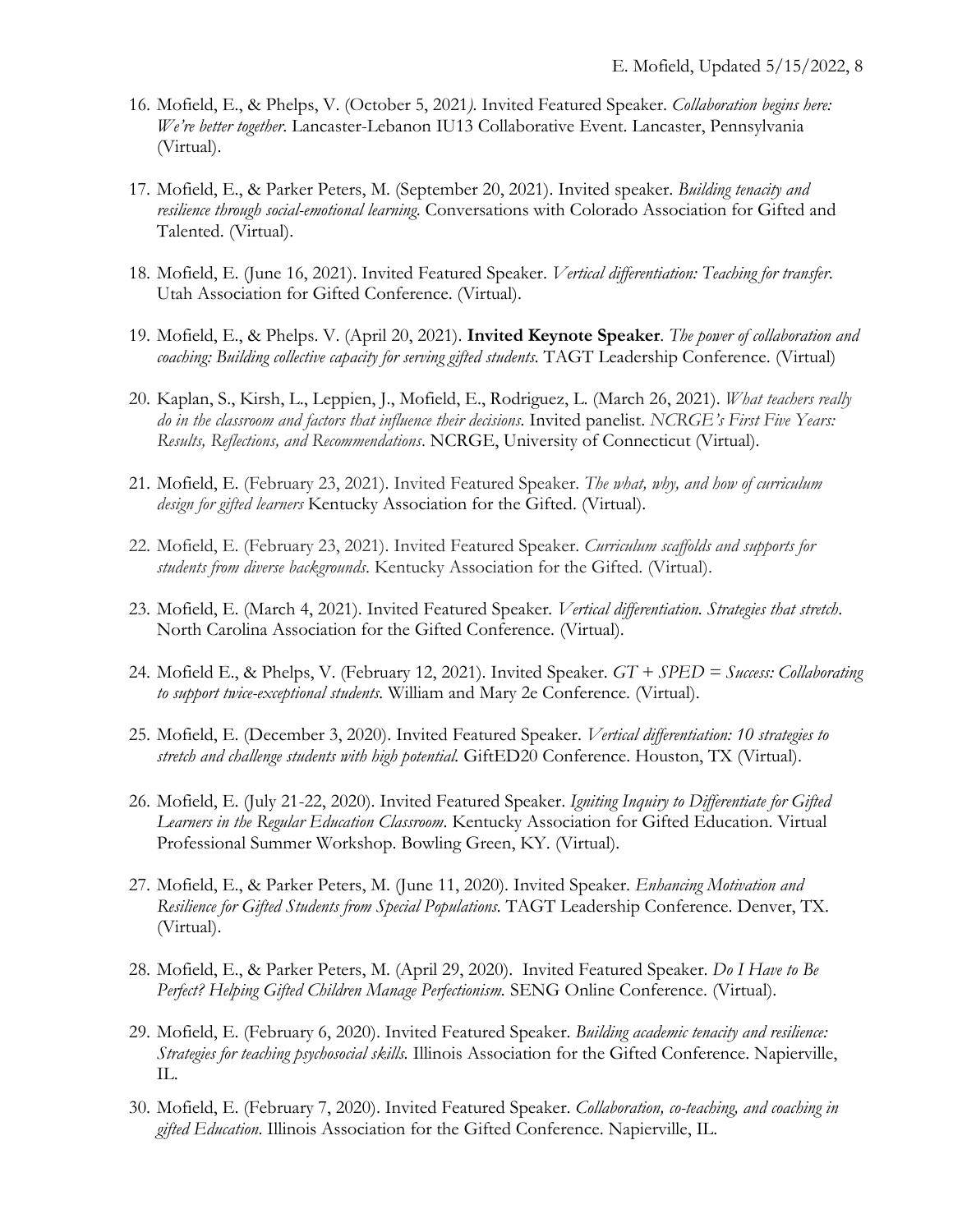16. Mofield, E., & Phelps, V. (October 5, 2021*).* Invited Featured Speaker. *Collaboration begins here: We're better together*. Lancaster-Lebanon IU13 Collaborative Event. Lancaster, Pennsylvania (Virtual).

17. Mofield, E., & Parker Peters, M. (September 20, 2021). Invited speaker. *Building tenacity and resilience through social-emotional learning.* Conversations with Colorado Association for Gifted and Talented. (Virtual).

18. Mofield, E. (June 16, 2021). Invited Featured Speaker. *Vertical differentiation: Teaching for transfer*. Utah Association for Gifted Conference. (Virtual).

19. Mofield, E., & Phelps. V. (April 20, 2021). **Invited Keynote Speaker**. *The power of collaboration and coaching: Building collective capacity for serving gifted students.* TAGT Leadership Conference. (Virtual)

20. Kaplan, S., Kirsh, L., Leppien, J., Mofield, E., Rodriguez, L. (March 26, 2021). *What teachers really do in the classroom and factors that influence their decisions.* Invited panelist. *NCRGE's First Five Years: Results, Reflections, and Recommendations*. NCRGE, University of Connecticut (Virtual).

21. Mofield, E. (February 23, 2021). Invited Featured Speaker. *The what, why, and how of curriculum design for gifted learners* Kentucky Association for the Gifted. (Virtual).

22. Mofield, E. (February 23, 2021). Invited Featured Speaker. *Curriculum scaffolds and supports for students from diverse backgrounds*. Kentucky Association for the Gifted. (Virtual).

23. Mofield, E. (March 4, 2021). Invited Featured Speaker. *Vertical differentiation. Strategies that stretch*. North Carolina Association for the Gifted Conference. (Virtual).

24. Mofield E., & Phelps, V. (February 12, 2021). Invited Speaker. *GT + SPED = Success: Collaborating to support twice-exceptional students.* William and Mary 2e Conference. (Virtual).

25. Mofield, E. (December 3, 2020). Invited Featured Speaker. *Vertical differentiation: 10 strategies to stretch and challenge students with high potential.* GiftED20 Conference. Houston, TX (Virtual).

26. Mofield, E. (July 21-22, 2020). Invited Featured Speaker. *Igniting Inquiry to Differentiate for Gifted Learners in the Regular Education Classroom*. Kentucky Association for Gifted Education. Virtual Professional Summer Workshop. Bowling Green, KY. (Virtual).

27. Mofield, E., & Parker Peters, M. (June 11, 2020). Invited Speaker. *Enhancing Motivation and Resilience for Gifted Students from Special Populations.* TAGT Leadership Conference. Denver, TX. (Virtual).

28. Mofield, E., & Parker Peters, M. (April 29, 2020). Invited Featured Speaker. *Do I Have to Be Perfect? Helping Gifted Children Manage Perfectionism.* SENG Online Conference. (Virtual).

29. Mofield, E. (February 6, 2020). Invited Featured Speaker. *Building academic tenacity and resilience: Strategies for teaching psychosocial skills.* Illinois Association for the Gifted Conference. Napierville, IL.

30. Mofield, E. (February 7, 2020). Invited Featured Speaker. *Collaboration, co-teaching, and coaching in gifted Education*. Illinois Association for the Gifted Conference. Napierville, IL.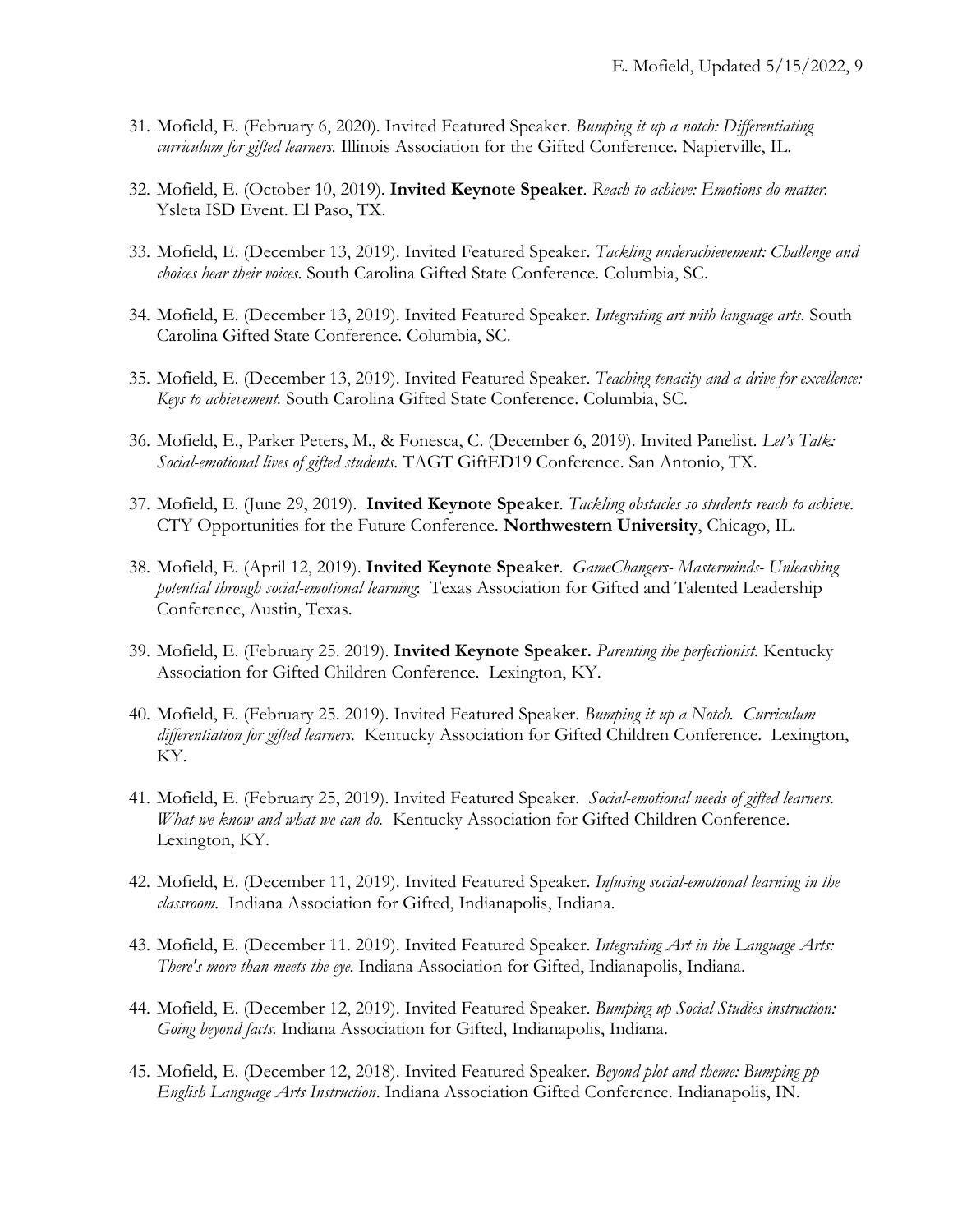31. Mofield, E. (February 6, 2020). Invited Featured Speaker. *Bumping it up a notch: Differentiating curriculum for gifted learners.* Illinois Association for the Gifted Conference. Napierville, IL.

32. Mofield, E. (October 10, 2019). **Invited Keynote Speaker**. *Reach to achieve: Emotions do matter.* Ysleta ISD Event. El Paso, TX.

33. Mofield, E. (December 13, 2019). Invited Featured Speaker. *Tackling underachievement: Challenge and choices hear their voices*. South Carolina Gifted State Conference. Columbia, SC.

34. Mofield, E. (December 13, 2019). Invited Featured Speaker. *Integrating art with language arts*. South Carolina Gifted State Conference. Columbia, SC.

35. Mofield, E. (December 13, 2019). Invited Featured Speaker. *Teaching tenacity and a drive for excellence: Keys to achievement.* South Carolina Gifted State Conference. Columbia, SC.

36. Mofield, E., Parker Peters, M., & Fonesca, C. (December 6, 2019). Invited Panelist. *Let's Talk: Social-emotional lives of gifted students.* TAGT GiftED19 Conference. San Antonio, TX.

37. Mofield, E. (June 29, 2019). **Invited Keynote Speaker**. *Tackling obstacles so students reach to achieve.* CTY Opportunities for the Future Conference. **Northwestern University**, Chicago, IL.

38. Mofield, E. (April 12, 2019). **Invited Keynote Speaker**. *GameChangers- Masterminds- Unleashing potential through social-emotional learning*: Texas Association for Gifted and Talented Leadership Conference, Austin, Texas.

39. Mofield, E. (February 25. 2019). **Invited Keynote Speaker.** *Parenting the perfectionist.* Kentucky Association for Gifted Children Conference. Lexington, KY.

40. Mofield, E. (February 25. 2019). Invited Featured Speaker. *Bumping it up a Notch. Curriculum differentiation for gifted learners.* Kentucky Association for Gifted Children Conference. Lexington, KY.

41. Mofield, E. (February 25, 2019). Invited Featured Speaker. *Social-emotional needs of gifted learners. What we know and what we can do.* Kentucky Association for Gifted Children Conference. Lexington, KY.

42. Mofield, E. (December 11, 2019). Invited Featured Speaker. *Infusing social-emotional learning in the classroom.* Indiana Association for Gifted, Indianapolis, Indiana.

43. Mofield, E. (December 11. 2019). Invited Featured Speaker. *Integrating Art in the Language Arts: There's more than meets the eye.* Indiana Association for Gifted, Indianapolis, Indiana.

44. Mofield, E. (December 12, 2019). Invited Featured Speaker. *Bumping up Social Studies instruction: Going beyond facts.* Indiana Association for Gifted, Indianapolis, Indiana.

45. Mofield, E. (December 12, 2018). Invited Featured Speaker. *Beyond plot and theme: Bumping pp English Language Arts Instruction*. Indiana Association Gifted Conference. Indianapolis, IN.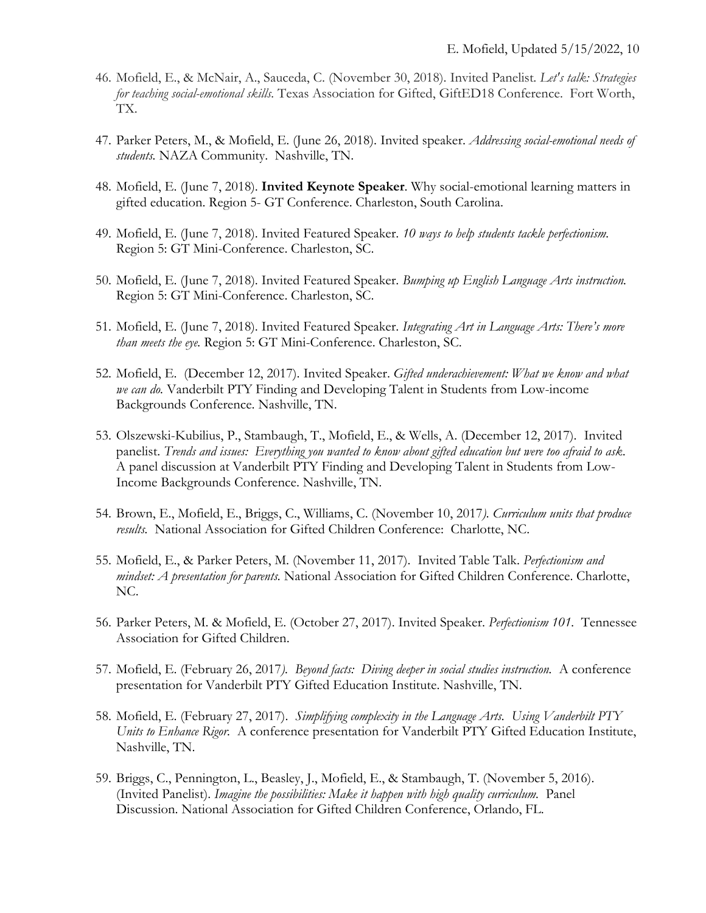46. Mofield, E., & McNair, A., Sauceda, C. (November 30, 2018). Invited Panelist. *Let's talk: Strategies for teaching social-emotional skills.* Texas Association for Gifted, GiftED18 Conference. Fort Worth, TX.

47. Parker Peters, M., & Mofield, E. (June 26, 2018). Invited speaker. *Addressing social-emotional needs of students.* NAZA Community. Nashville, TN.

48. Mofield, E. (June 7, 2018). **Invited Keynote Speaker**. Why social-emotional learning matters in gifted education. Region 5- GT Conference. Charleston, South Carolina.

49. Mofield, E. (June 7, 2018). Invited Featured Speaker. *10 ways to help students tackle perfectionism.* Region 5: GT Mini-Conference. Charleston, SC.

50. Mofield, E. (June 7, 2018). Invited Featured Speaker. *Bumping up English Language Arts instruction.* Region 5: GT Mini-Conference. Charleston, SC.

51. Mofield, E. (June 7, 2018). Invited Featured Speaker. *Integrating Art in Language Arts: There's more than meets the eye.* Region 5: GT Mini-Conference. Charleston, SC.

52. Mofield, E. (December 12, 2017). Invited Speaker. *Gifted underachievement: What we know and what we can do.* Vanderbilt PTY Finding and Developing Talent in Students from Low-income Backgrounds Conference. Nashville, TN.

53. Olszewski-Kubilius, P., Stambaugh, T., Mofield, E., & Wells, A. (December 12, 2017). Invited panelist. *Trends and issues: Everything you wanted to know about gifted education but were too afraid to ask.* A panel discussion at Vanderbilt PTY Finding and Developing Talent in Students from Low-Income Backgrounds Conference. Nashville, TN.

54. Brown, E., Mofield, E., Briggs, C., Williams, C. (November 10, 2017*). Curriculum units that produce results.* National Association for Gifted Children Conference: Charlotte, NC.

55. Mofield, E., & Parker Peters, M. (November 11, 2017). Invited Table Talk. *Perfectionism and mindset: A presentation for parents.* National Association for Gifted Children Conference. Charlotte, NC.

56. Parker Peters, M. & Mofield, E. (October 27, 2017). Invited Speaker. *Perfectionism 101.* Tennessee Association for Gifted Children.

57. Mofield, E. (February 26, 2017*). Beyond facts: Diving deeper in social studies instruction.* A conference presentation for Vanderbilt PTY Gifted Education Institute. Nashville, TN.

58. Mofield, E. (February 27, 2017). *Simplifying complexity in the Language Arts. Using Vanderbilt PTY Units to Enhance Rigor.* A conference presentation for Vanderbilt PTY Gifted Education Institute, Nashville, TN.

59. Briggs, C., Pennington, L., Beasley, J., Mofield, E., & Stambaugh, T. (November 5, 2016). (Invited Panelist). *Imagine the possibilities: Make it happen with high quality curriculum.* Panel Discussion. National Association for Gifted Children Conference, Orlando, FL.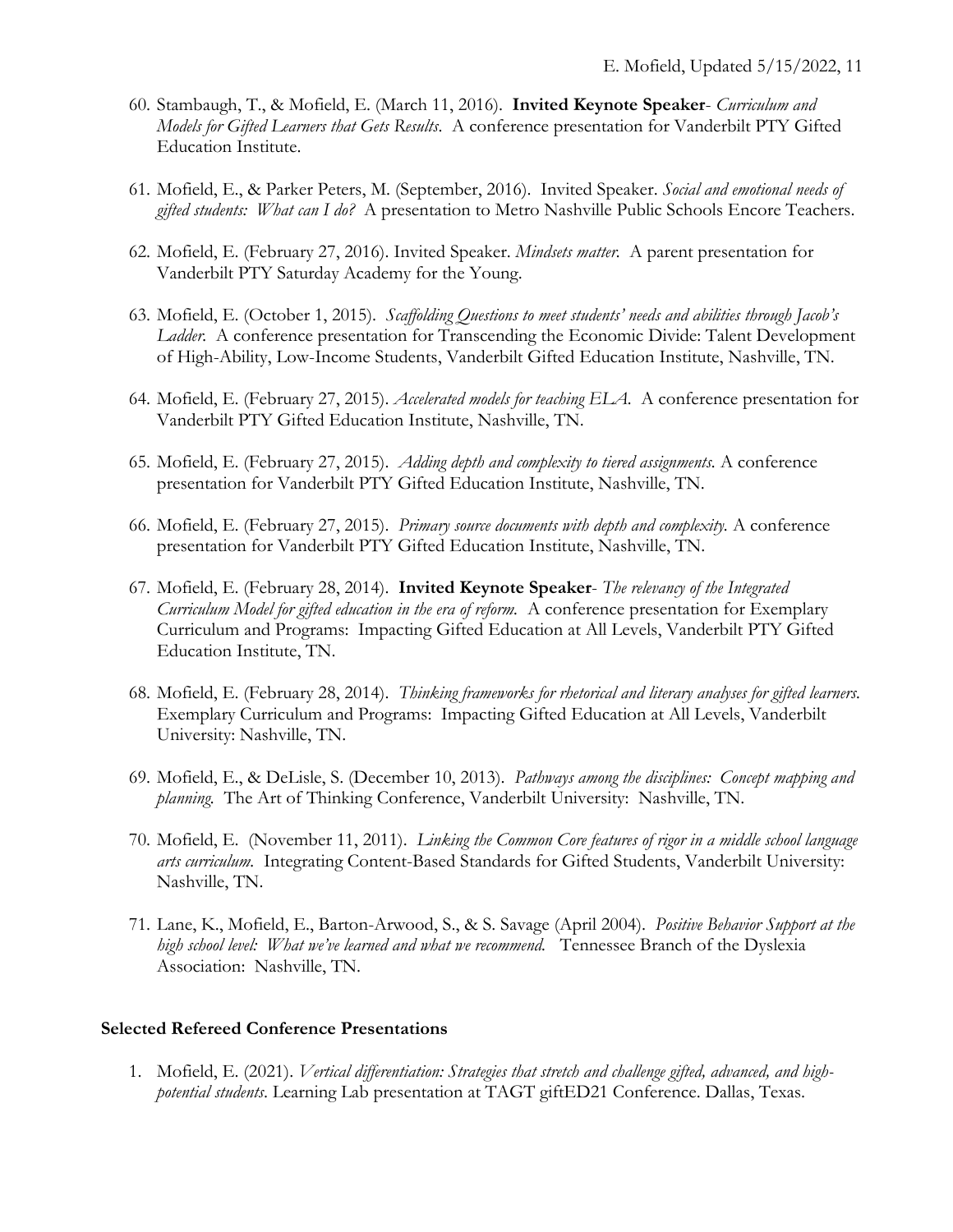60. Stambaugh, T., & Mofield, E. (March 11, 2016). **Invited Keynote Speaker**- *Curriculum and Models for Gifted Learners that Gets Results*. A conference presentation for Vanderbilt PTY Gifted Education Institute.

61. Mofield, E., & Parker Peters, M. (September, 2016). Invited Speaker. *Social and emotional needs of gifted students: What can I do?* A presentation to Metro Nashville Public Schools Encore Teachers.

62. Mofield, E. (February 27, 2016). Invited Speaker. *Mindsets matter.* A parent presentation for Vanderbilt PTY Saturday Academy for the Young.

63. Mofield, E. (October 1, 2015). *Scaffolding Questions to meet students' needs and abilities through Jacob's Ladder.* A conference presentation for Transcending the Economic Divide: Talent Development of High-Ability, Low-Income Students, Vanderbilt Gifted Education Institute, Nashville, TN.

64. Mofield, E. (February 27, 2015). *Accelerated models for teaching ELA.* A conference presentation for Vanderbilt PTY Gifted Education Institute, Nashville, TN.

65. Mofield, E. (February 27, 2015). *Adding depth and complexity to tiered assignments.* A conference presentation for Vanderbilt PTY Gifted Education Institute, Nashville, TN.

66. Mofield, E. (February 27, 2015). *Primary source documents with depth and complexity.* A conference presentation for Vanderbilt PTY Gifted Education Institute, Nashville, TN.

67. Mofield, E. (February 28, 2014). **Invited Keynote Speaker**- *The relevancy of the Integrated Curriculum Model for gifted education in the era of reform.* A conference presentation for Exemplary Curriculum and Programs: Impacting Gifted Education at All Levels, Vanderbilt PTY Gifted Education Institute, TN.

68. Mofield, E. (February 28, 2014). *Thinking frameworks for rhetorical and literary analyses for gifted learners.* Exemplary Curriculum and Programs: Impacting Gifted Education at All Levels, Vanderbilt University: Nashville, TN.

69. Mofield, E., & DeLisle, S. (December 10, 2013). *Pathways among the disciplines: Concept mapping and planning.* The Art of Thinking Conference, Vanderbilt University: Nashville, TN.

70. Mofield, E. (November 11, 2011). *Linking the Common Core features of rigor in a middle school language arts curriculum.* Integrating Content-Based Standards for Gifted Students, Vanderbilt University: Nashville, TN.

71. Lane, K., Mofield, E., Barton-Arwood, S., & S. Savage (April 2004). *Positive Behavior Support at the high school level: What we've learned and what we recommend.* Tennessee Branch of the Dyslexia Association: Nashville, TN.

**Selected Refereed Conference Presentations**

1. Mofield, E. (2021). *Vertical differentiation: Strategies that stretch and challenge gifted, advanced, and high-potential students*. Learning Lab presentation at TAGT giftED21 Conference. Dallas, Texas.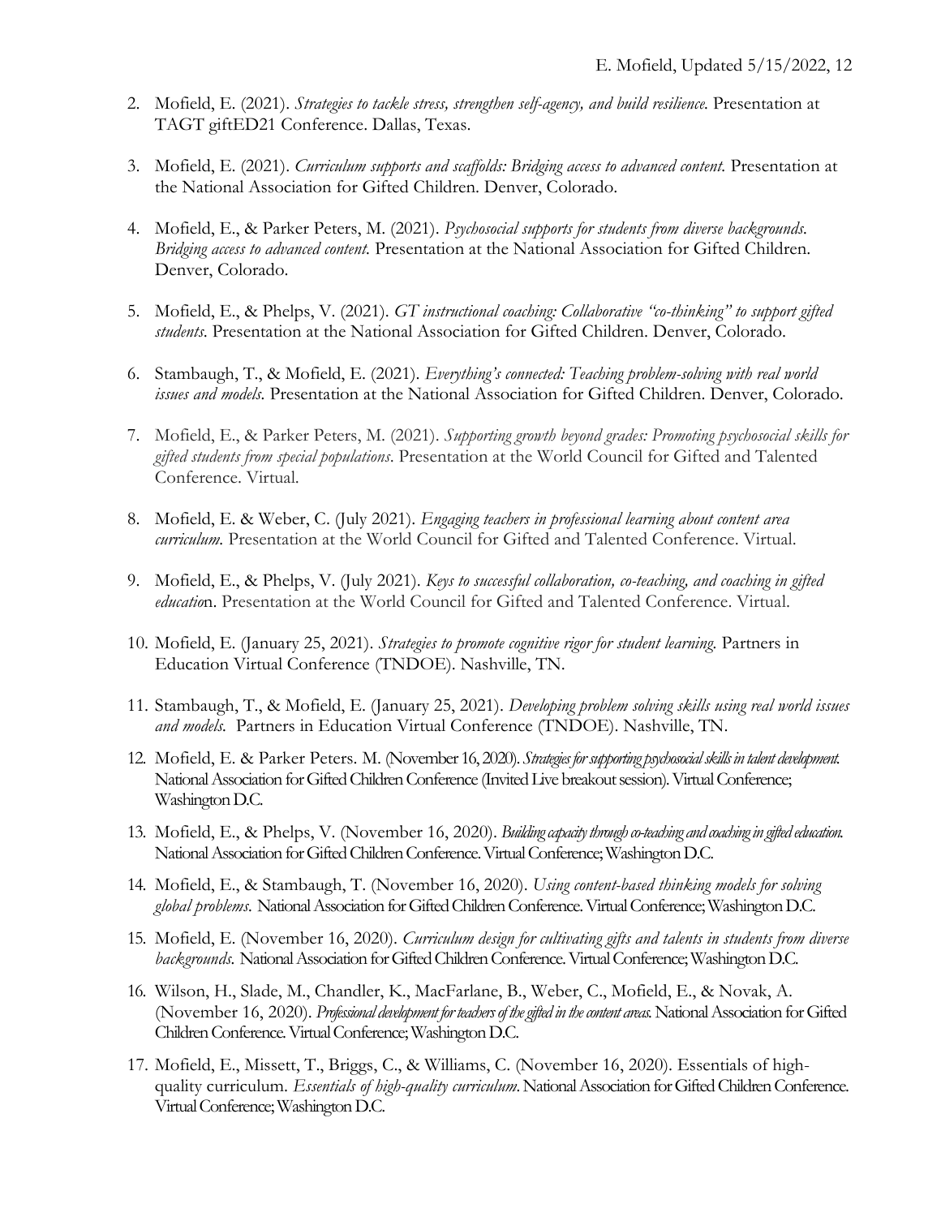2. Mofield, E. (2021). *Strategies to tackle stress, strengthen self-agency, and build resilience.* Presentation at TAGT giftED21 Conference. Dallas, Texas.

3. Mofield, E. (2021). *Curriculum supports and scaffolds: Bridging access to advanced content.* Presentation at the National Association for Gifted Children. Denver, Colorado.

4. Mofield, E., & Parker Peters, M. (2021). *Psychosocial supports for students from diverse backgrounds. Bridging access to advanced content.* Presentation at the National Association for Gifted Children. Denver, Colorado.

5. Mofield, E., & Phelps, V. (2021). *GT instructional coaching: Collaborative "co-thinking" to support gifted students.* Presentation at the National Association for Gifted Children. Denver, Colorado.

6. Stambaugh, T., & Mofield, E. (2021). *Everything's connected: Teaching problem-solving with real world issues and models.* Presentation at the National Association for Gifted Children. Denver, Colorado.

7. Mofield, E., & Parker Peters, M. (2021). *Supporting growth beyond grades: Promoting psychosocial skills for gifted students from special populations*. Presentation at the World Council for Gifted and Talented Conference. Virtual.

8. Mofield, E. & Weber, C. (July 2021). *Engaging teachers in professional learning about content area curriculum.* Presentation at the World Council for Gifted and Talented Conference. Virtual.

9. Mofield, E., & Phelps, V. (July 2021). *Keys to successful collaboration, co-teaching, and coaching in gifted educatio*n. Presentation at the World Council for Gifted and Talented Conference. Virtual.

10. Mofield, E. (January 25, 2021). *Strategies to promote cognitive rigor for student learning.* Partners in Education Virtual Conference (TNDOE). Nashville, TN.

11. Stambaugh, T., & Mofield, E. (January 25, 2021). *Developing problem solving skills using real world issues and models.* Partners in Education Virtual Conference (TNDOE). Nashville, TN.

12. Mofield, E. & Parker Peters. M. (November 16, 2020). *Strategies for supporting psychosocial skills in talent development.* National Association for Gifted Children Conference (Invited Live breakout session). Virtual Conference; Washington D.C.

13. Mofield, E., & Phelps, V. (November 16, 2020). *Building capacity through co-teaching and coaching in gifted education.* National Association for Gifted Children Conference. Virtual Conference; Washington D.C.

14. Mofield, E., & Stambaugh, T. (November 16, 2020). *Using content-based thinking models for solving global problems.* National Association for Gifted Children Conference. Virtual Conference; Washington D.C.

15. Mofield, E. (November 16, 2020). *Curriculum design for cultivating gifts and talents in students from diverse backgrounds.* National Association for Gifted Children Conference. Virtual Conference; Washington D.C.

16. Wilson, H., Slade, M., Chandler, K., MacFarlane, B., Weber, C., Mofield, E., & Novak, A. (November 16, 2020). *Professional development for teachers of the gifted in the content areas.* National Association for Gifted Children Conference. Virtual Conference; Washington D.C.

17. Mofield, E., Missett, T., Briggs, C., & Williams, C. (November 16, 2020). Essentials of high-quality curriculum. *Essentials of high-quality curriculum*. National Association for Gifted Children Conference. Virtual Conference; Washington D.C.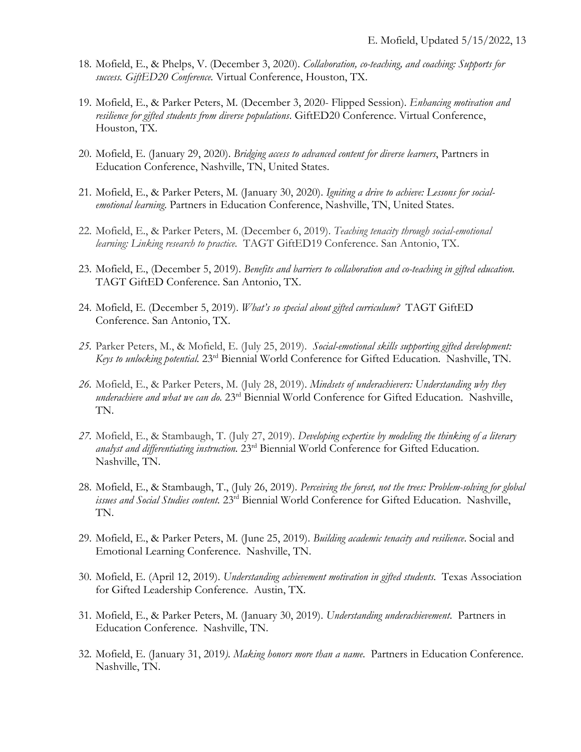18. Mofield, E., & Phelps, V. (December 3, 2020). *Collaboration, co-teaching, and coaching: Supports for success. GiftED20 Conference.* Virtual Conference, Houston, TX.

19. Mofield, E., & Parker Peters, M. (December 3, 2020- Flipped Session). *Enhancing motivation and resilience for gifted students from diverse populations*. GiftED20 Conference. Virtual Conference, Houston, TX.

20. Mofield, E. (January 29, 2020). *Bridging access to advanced content for diverse learners*, Partners in Education Conference, Nashville, TN, United States.

21. Mofield, E., & Parker Peters, M. (January 30, 2020). *Igniting a drive to achieve: Lessons for social-emotional learning.* Partners in Education Conference, Nashville, TN, United States.

22. Mofield, E., & Parker Peters, M. (December 6, 2019). *Teaching tenacity through social-emotional learning: Linking research to practice.* TAGT GiftED19 Conference. San Antonio, TX.

23. Mofield, E., (December 5, 2019). *Benefits and barriers to collaboration and co-teaching in gifted education.* TAGT GiftED Conference. San Antonio, TX.

24. Mofield, E. (December 5, 2019). *What's so special about gifted curriculum?* TAGT GiftED Conference. San Antonio, TX.

25. Parker Peters, M., & Mofield, E. (July 25, 2019). *Social-emotional skills supporting gifted development: Keys to unlocking potential.* 23rd Biennial World Conference for Gifted Education. Nashville, TN.

26. Mofield, E., & Parker Peters, M. (July 28, 2019). *Mindsets of underachievers: Understanding why they underachieve and what we can do.* 23rd Biennial World Conference for Gifted Education. Nashville, TN.

27. Mofield, E., & Stambaugh, T. (July 27, 2019). *Developing expertise by modeling the thinking of a literary analyst and differentiating instruction.* 23rd Biennial World Conference for Gifted Education. Nashville, TN.

28. Mofield, E., & Stambaugh, T., (July 26, 2019). *Perceiving the forest, not the trees: Problem-solving for global issues and Social Studies content.* 23rd Biennial World Conference for Gifted Education. Nashville, TN.

29. Mofield, E., & Parker Peters, M. (June 25, 2019). *Building academic tenacity and resilience*. Social and Emotional Learning Conference. Nashville, TN.

30. Mofield, E. (April 12, 2019). *Understanding achievement motivation in gifted students.* Texas Association for Gifted Leadership Conference. Austin, TX.

31. Mofield, E., & Parker Peters, M. (January 30, 2019). *Understanding underachievement*. Partners in Education Conference. Nashville, TN.

32. Mofield, E. (January 31, 2019). *Making honors more than a name*. Partners in Education Conference. Nashville, TN.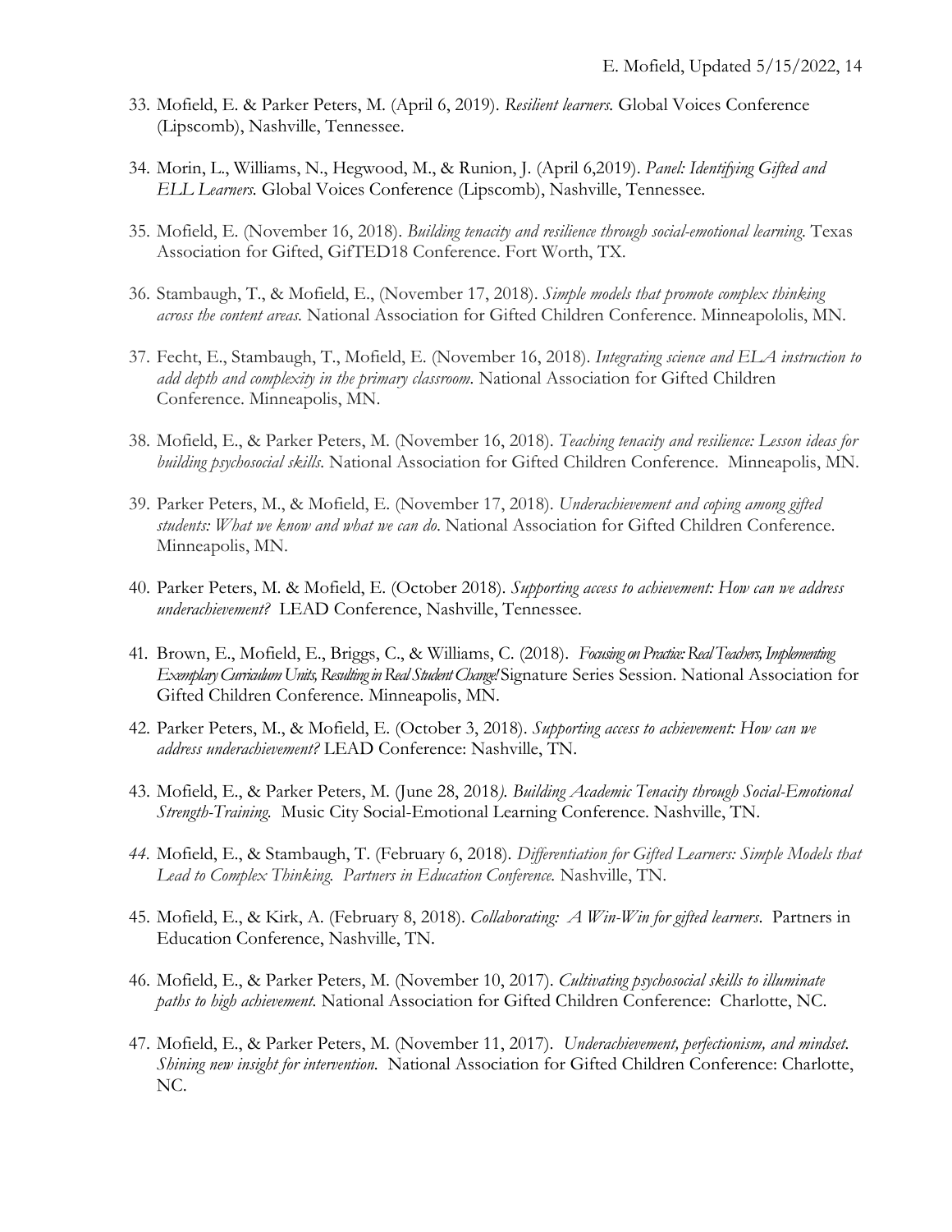33. Mofield, E. & Parker Peters, M. (April 6, 2019). *Resilient learners.* Global Voices Conference (Lipscomb), Nashville, Tennessee.

34. Morin, L., Williams, N., Hegwood, M., & Runion, J. (April 6,2019). *Panel: Identifying Gifted and ELL Learners.* Global Voices Conference (Lipscomb), Nashville, Tennessee.

35. Mofield, E. (November 16, 2018). *Building tenacity and resilience through social-emotional learning.* Texas Association for Gifted, GifTED18 Conference. Fort Worth, TX.

36. Stambaugh, T., & Mofield, E., (November 17, 2018). *Simple models that promote complex thinking across the content areas.* National Association for Gifted Children Conference. Minneapolololis, MN.

37. Fecht, E., Stambaugh, T., Mofield, E. (November 16, 2018). *Integrating science and ELA instruction to add depth and complexity in the primary classroom.* National Association for Gifted Children Conference. Minneapolis, MN.

38. Mofield, E., & Parker Peters, M. (November 16, 2018). *Teaching tenacity and resilience: Lesson ideas for building psychosocial skills.* National Association for Gifted Children Conference. Minneapolis, MN.

39. Parker Peters, M., & Mofield, E. (November 17, 2018). *Underachievement and coping among gifted students: What we know and what we can do.* National Association for Gifted Children Conference. Minneapolis, MN.

40. Parker Peters, M. & Mofield, E. (October 2018). *Supporting access to achievement: How can we address underachievement?* LEAD Conference, Nashville, Tennessee.

41. Brown, E., Mofield, E., Briggs, C., & Williams, C. (2018). *Focusing on Practice: Real Teachers, Implementing Exemplary Curriculum Units, Resulting in Real Student Change!* Signature Series Session. National Association for Gifted Children Conference. Minneapolis, MN.

42. Parker Peters, M., & Mofield, E. (October 3, 2018). *Supporting access to achievement: How can we address underachievement?* LEAD Conference: Nashville, TN.

43. Mofield, E., & Parker Peters, M. (June 28, 2018*). Building Academic Tenacity through Social-Emotional Strength-Training.* Music City Social-Emotional Learning Conference. Nashville, TN.

44. Mofield, E., & Stambaugh, T. (February 6, 2018). *Differentiation for Gifted Learners: Simple Models that Lead to Complex Thinking. Partners in Education Conference.* Nashville, TN.

45. Mofield, E., & Kirk, A. (February 8, 2018). *Collaborating: A Win-Win for gifted learners*. Partners in Education Conference, Nashville, TN.

46. Mofield, E., & Parker Peters, M. (November 10, 2017). *Cultivating psychosocial skills to illuminate paths to high achievement.* National Association for Gifted Children Conference: Charlotte, NC.

47. Mofield, E., & Parker Peters, M. (November 11, 2017). *Underachievement, perfectionism, and mindset. Shining new insight for intervention.* National Association for Gifted Children Conference: Charlotte, NC.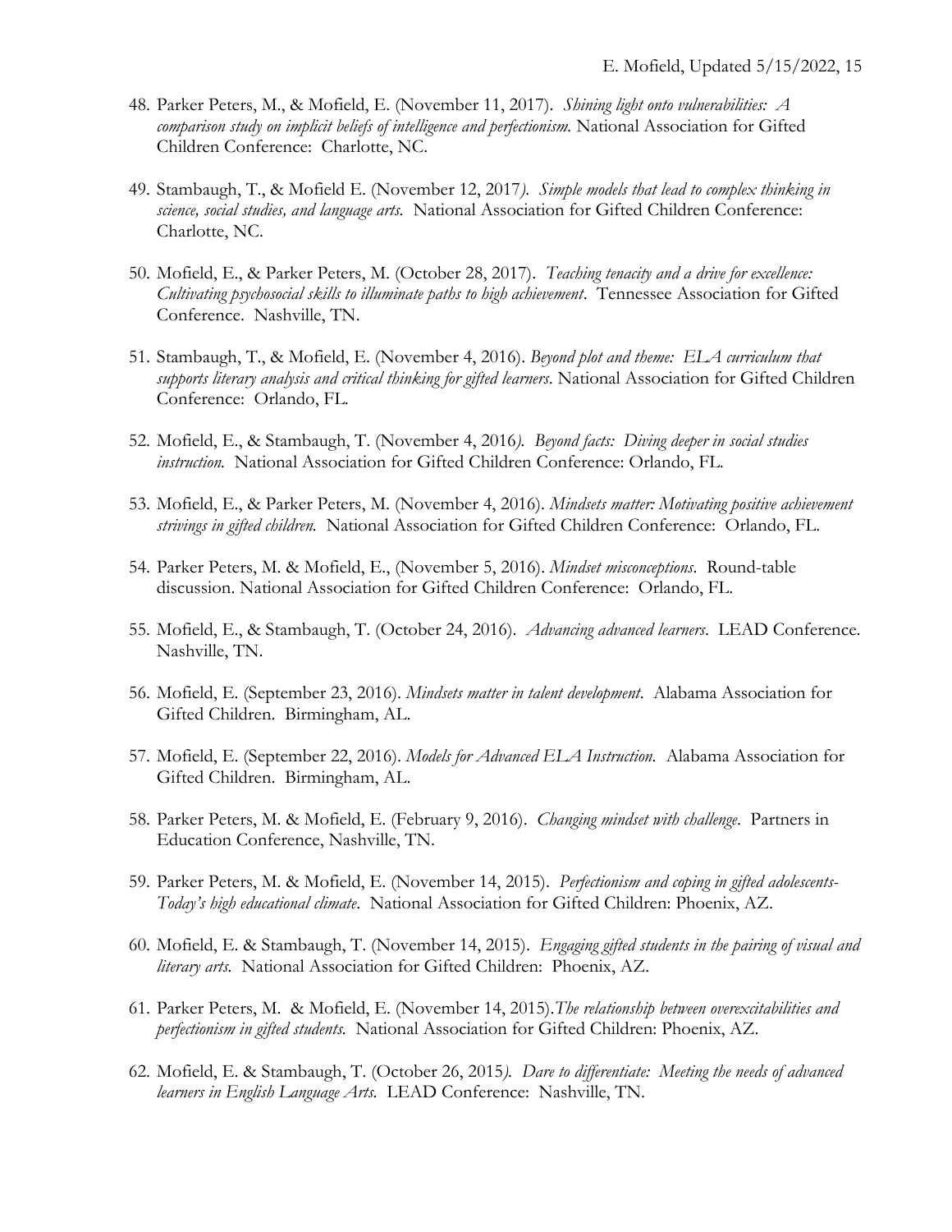48. Parker Peters, M., & Mofield, E. (November 11, 2017). *Shining light onto vulnerabilities: A comparison study on implicit beliefs of intelligence and perfectionism.* National Association for Gifted Children Conference: Charlotte, NC.

49. Stambaugh, T., & Mofield E. (November 12, 2017*). Simple models that lead to complex thinking in science, social studies, and language arts.* National Association for Gifted Children Conference: Charlotte, NC.

50. Mofield, E., & Parker Peters, M. (October 28, 2017). *Teaching tenacity and a drive for excellence: Cultivating psychosocial skills to illuminate paths to high achievement*. Tennessee Association for Gifted Conference. Nashville, TN.

51. Stambaugh, T., & Mofield, E. (November 4, 2016). *Beyond plot and theme: ELA curriculum that supports literary analysis and critical thinking for gifted learners*. National Association for Gifted Children Conference: Orlando, FL.

52. Mofield, E., & Stambaugh, T. (November 4, 2016*). Beyond facts: Diving deeper in social studies instruction.* National Association for Gifted Children Conference: Orlando, FL.

53. Mofield, E., & Parker Peters, M. (November 4, 2016). *Mindsets matter: Motivating positive achievement strivings in gifted children.* National Association for Gifted Children Conference: Orlando, FL.

54. Parker Peters, M. & Mofield, E., (November 5, 2016). *Mindset misconceptions*. Round-table discussion. National Association for Gifted Children Conference: Orlando, FL.

55. Mofield, E., & Stambaugh, T. (October 24, 2016). *Advancing advanced learners*. LEAD Conference. Nashville, TN.

56. Mofield, E. (September 23, 2016). *Mindsets matter in talent development*. Alabama Association for Gifted Children. Birmingham, AL.

57. Mofield, E. (September 22, 2016). *Models for Advanced ELA Instruction.* Alabama Association for Gifted Children. Birmingham, AL.

58. Parker Peters, M. & Mofield, E. (February 9, 2016). *Changing mindset with challenge*. Partners in Education Conference, Nashville, TN.

59. Parker Peters, M. & Mofield, E. (November 14, 2015). *Perfectionism and coping in gifted adolescents- Today's high educational climate*. National Association for Gifted Children: Phoenix, AZ.

60. Mofield, E. & Stambaugh, T. (November 14, 2015). *Engaging gifted students in the pairing of visual and literary arts.* National Association for Gifted Children: Phoenix, AZ.

61. Parker Peters, M. & Mofield, E. (November 14, 2015).*The relationship between overexcitabilities and perfectionism in gifted students.* National Association for Gifted Children: Phoenix, AZ.

62. Mofield, E. & Stambaugh, T. (October 26, 2015*). Dare to differentiate: Meeting the needs of advanced learners in English Language Arts.* LEAD Conference: Nashville, TN.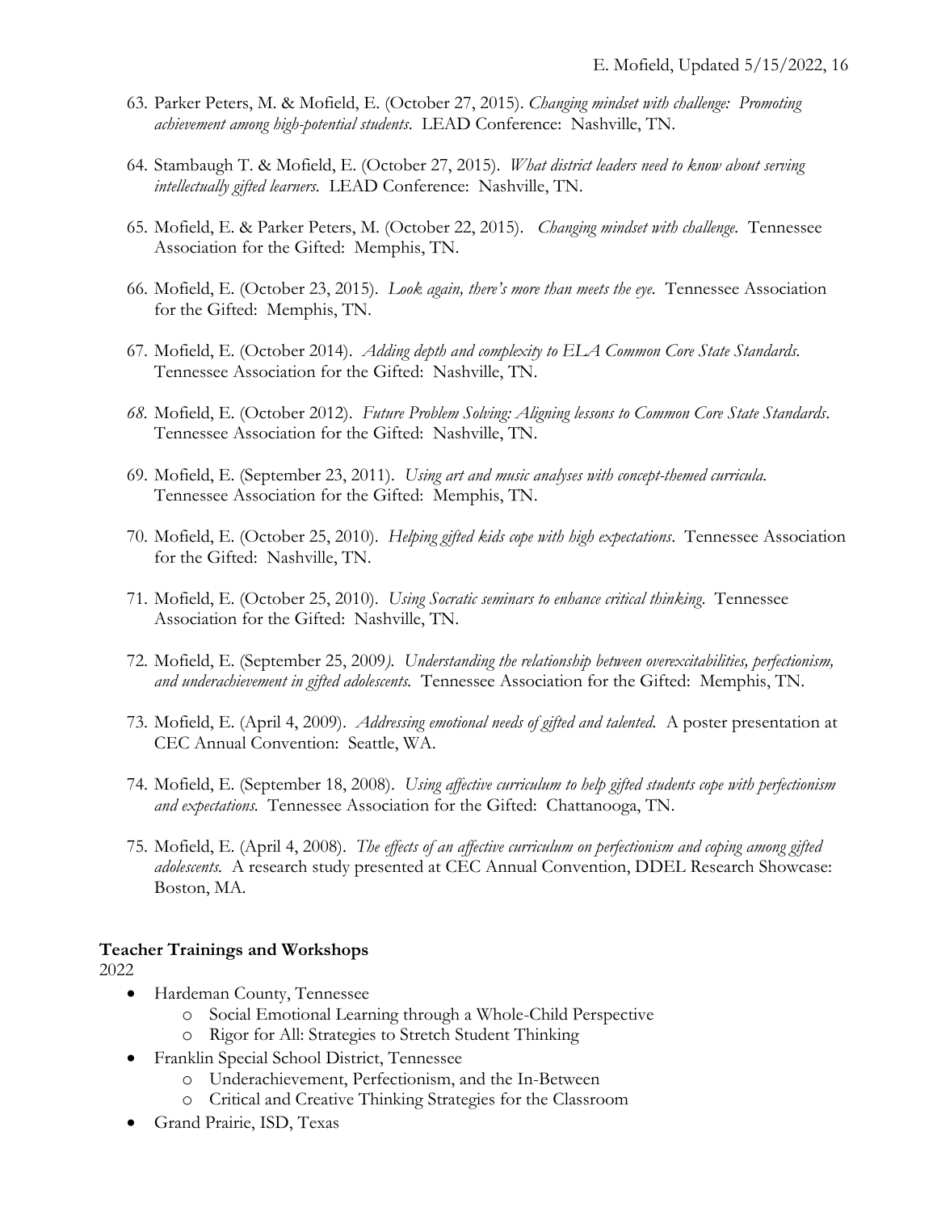63. Parker Peters, M. & Mofield, E. (October 27, 2015). *Changing mindset with challenge: Promoting achievement among high-potential students*. LEAD Conference: Nashville, TN.

64. Stambaugh T. & Mofield, E. (October 27, 2015). *What district leaders need to know about serving intellectually gifted learners.* LEAD Conference: Nashville, TN.

65. Mofield, E. & Parker Peters, M. (October 22, 2015). *Changing mindset with challenge.* Tennessee Association for the Gifted: Memphis, TN.

66. Mofield, E. (October 23, 2015). *Look again, there's more than meets the eye.* Tennessee Association for the Gifted: Memphis, TN.

67. Mofield, E. (October 2014). *Adding depth and complexity to ELA Common Core State Standards.* Tennessee Association for the Gifted: Nashville, TN.

68. Mofield, E. (October 2012). *Future Problem Solving: Aligning lessons to Common Core State Standards.* Tennessee Association for the Gifted: Nashville, TN.

69. Mofield, E. (September 23, 2011). *Using art and music analyses with concept-themed curricula.* Tennessee Association for the Gifted: Memphis, TN.

70. Mofield, E. (October 25, 2010). *Helping gifted kids cope with high expectations*. Tennessee Association for the Gifted: Nashville, TN.

71. Mofield, E. (October 25, 2010). *Using Socratic seminars to enhance critical thinking.* Tennessee Association for the Gifted: Nashville, TN.

72. Mofield, E. (September 25, 2009). *Understanding the relationship between overexcitabilities, perfectionism, and underachievement in gifted adolescents.* Tennessee Association for the Gifted: Memphis, TN.

73. Mofield, E. (April 4, 2009). *Addressing emotional needs of gifted and talented.* A poster presentation at CEC Annual Convention: Seattle, WA.

74. Mofield, E. (September 18, 2008). *Using affective curriculum to help gifted students cope with perfectionism and expectations.* Tennessee Association for the Gifted: Chattanooga, TN.

75. Mofield, E. (April 4, 2008). *The effects of an affective curriculum on perfectionism and coping among gifted adolescents.* A research study presented at CEC Annual Convention, DDEL Research Showcase: Boston, MA.

**Teacher Trainings and Workshops**

2022

- Hardeman County, Tennessee
  - Social Emotional Learning through a Whole-Child Perspective
  - Rigor for All: Strategies to Stretch Student Thinking
- Franklin Special School District, Tennessee
  - Underachievement, Perfectionism, and the In-Between
  - Critical and Creative Thinking Strategies for the Classroom
- Grand Prairie, ISD, Texas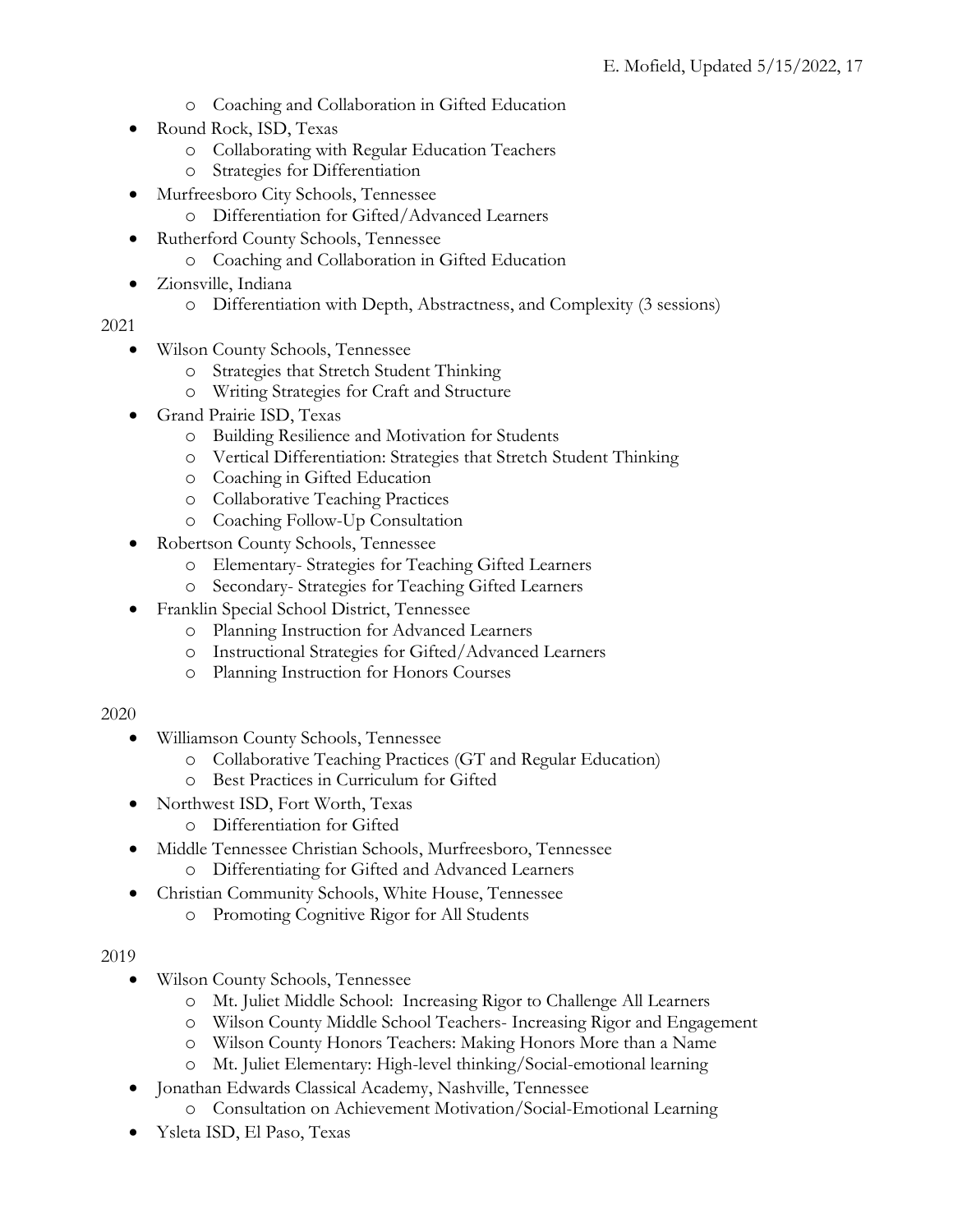- Coaching and Collaboration in Gifted Education
- Round Rock, ISD, Texas
  - Collaborating with Regular Education Teachers
  - Strategies for Differentiation
- Murfreesboro City Schools, Tennessee
  - Differentiation for Gifted/Advanced Learners
- Rutherford County Schools, Tennessee
  - Coaching and Collaboration in Gifted Education
- Zionsville, Indiana
  - Differentiation with Depth, Abstractness, and Complexity (3 sessions)

2021

- Wilson County Schools, Tennessee
  - Strategies that Stretch Student Thinking
  - Writing Strategies for Craft and Structure
- Grand Prairie ISD, Texas
  - Building Resilience and Motivation for Students
  - Vertical Differentiation: Strategies that Stretch Student Thinking
  - Coaching in Gifted Education
  - Collaborative Teaching Practices
  - Coaching Follow-Up Consultation
- Robertson County Schools, Tennessee
  - Elementary- Strategies for Teaching Gifted Learners
  - Secondary- Strategies for Teaching Gifted Learners
- Franklin Special School District, Tennessee
  - Planning Instruction for Advanced Learners
  - Instructional Strategies for Gifted/Advanced Learners
  - Planning Instruction for Honors Courses

2020

- Williamson County Schools, Tennessee
  - Collaborative Teaching Practices (GT and Regular Education)
  - Best Practices in Curriculum for Gifted
- Northwest ISD, Fort Worth, Texas
  - Differentiation for Gifted
- Middle Tennessee Christian Schools, Murfreesboro, Tennessee
  - Differentiating for Gifted and Advanced Learners
- Christian Community Schools, White House, Tennessee
  - Promoting Cognitive Rigor for All Students

2019

- Wilson County Schools, Tennessee
  - Mt. Juliet Middle School: Increasing Rigor to Challenge All Learners
  - Wilson County Middle School Teachers- Increasing Rigor and Engagement
  - Wilson County Honors Teachers: Making Honors More than a Name
  - Mt. Juliet Elementary: High-level thinking/Social-emotional learning
- Jonathan Edwards Classical Academy, Nashville, Tennessee
  - Consultation on Achievement Motivation/Social-Emotional Learning
- Ysleta ISD, El Paso, Texas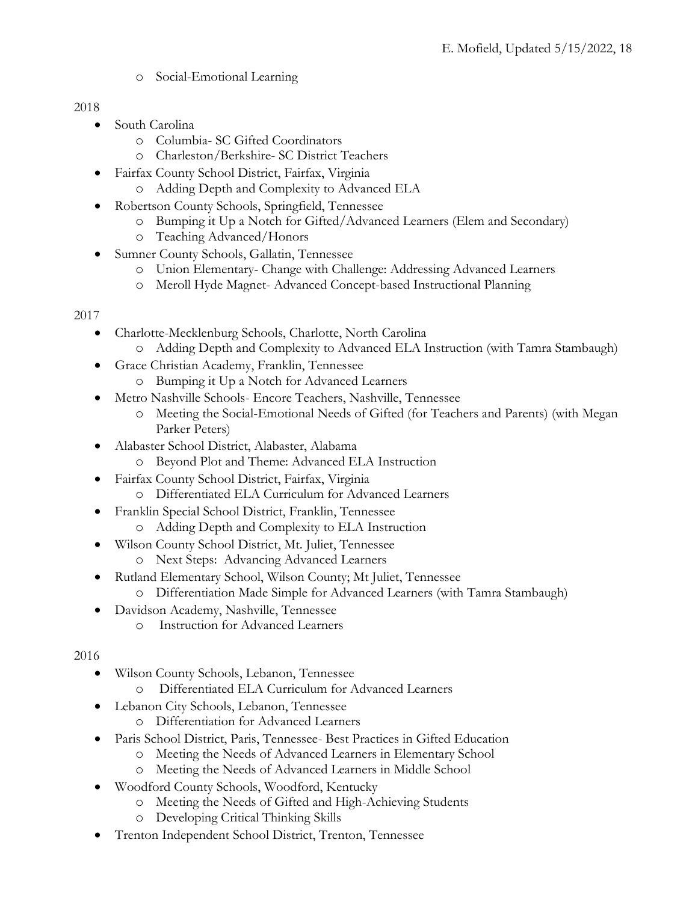- Social-Emotional Learning

2018

- South Carolina
    - Columbia- SC Gifted Coordinators
    - Charleston/Berkshire- SC District Teachers
- Fairfax County School District, Fairfax, Virginia
    - Adding Depth and Complexity to Advanced ELA
- Robertson County Schools, Springfield, Tennessee
    - Bumping it Up a Notch for Gifted/Advanced Learners (Elem and Secondary)
    - Teaching Advanced/Honors
- Sumner County Schools, Gallatin, Tennessee
    - Union Elementary- Change with Challenge: Addressing Advanced Learners
    - Meroll Hyde Magnet- Advanced Concept-based Instructional Planning

2017

- Charlotte-Mecklenburg Schools, Charlotte, North Carolina
    - Adding Depth and Complexity to Advanced ELA Instruction (with Tamra Stambaugh)
- Grace Christian Academy, Franklin, Tennessee
    - Bumping it Up a Notch for Advanced Learners
- Metro Nashville Schools- Encore Teachers, Nashville, Tennessee
    - Meeting the Social-Emotional Needs of Gifted (for Teachers and Parents) (with Megan Parker Peters)
- Alabaster School District, Alabaster, Alabama
    - Beyond Plot and Theme: Advanced ELA Instruction
- Fairfax County School District, Fairfax, Virginia
    - Differentiated ELA Curriculum for Advanced Learners
- Franklin Special School District, Franklin, Tennessee
    - Adding Depth and Complexity to ELA Instruction
- Wilson County School District, Mt. Juliet, Tennessee
    - Next Steps: Advancing Advanced Learners
- Rutland Elementary School, Wilson County; Mt Juliet, Tennessee
    - Differentiation Made Simple for Advanced Learners (with Tamra Stambaugh)
- Davidson Academy, Nashville, Tennessee
    - Instruction for Advanced Learners

2016

- Wilson County Schools, Lebanon, Tennessee
    - Differentiated ELA Curriculum for Advanced Learners
- Lebanon City Schools, Lebanon, Tennessee
    - Differentiation for Advanced Learners
- Paris School District, Paris, Tennessee- Best Practices in Gifted Education
    - Meeting the Needs of Advanced Learners in Elementary School
    - Meeting the Needs of Advanced Learners in Middle School
- Woodford County Schools, Woodford, Kentucky
    - Meeting the Needs of Gifted and High-Achieving Students
    - Developing Critical Thinking Skills
- Trenton Independent School District, Trenton, Tennessee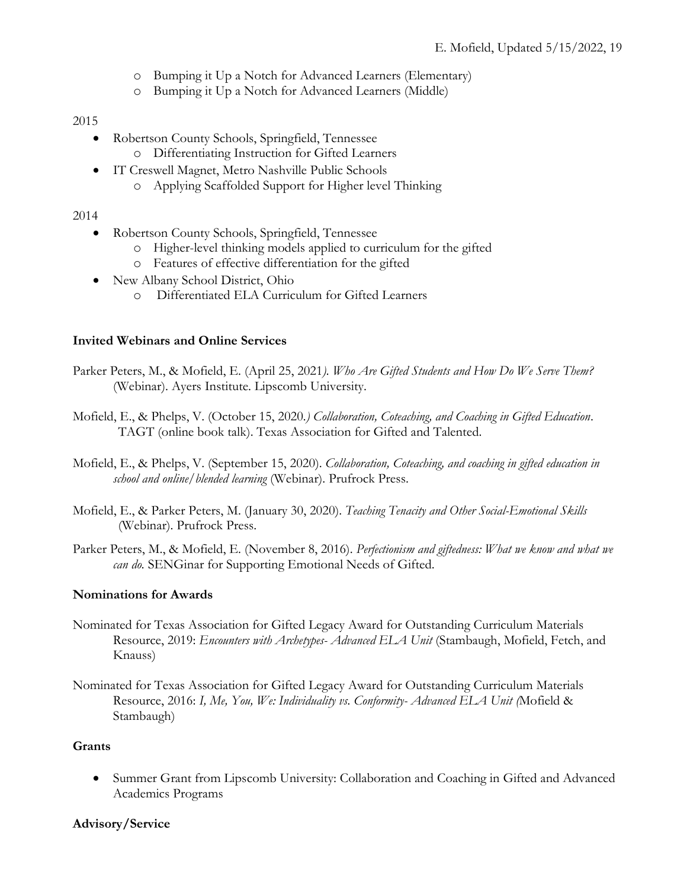- Bumping it Up a Notch for Advanced Learners (Elementary)
- Bumping it Up a Notch for Advanced Learners (Middle)

2015

- Robertson County Schools, Springfield, Tennessee
  - Differentiating Instruction for Gifted Learners
- IT Creswell Magnet, Metro Nashville Public Schools
  - Applying Scaffolded Support for Higher level Thinking

2014

- Robertson County Schools, Springfield, Tennessee
  - Higher-level thinking models applied to curriculum for the gifted
  - Features of effective differentiation for the gifted
- New Albany School District, Ohio
  - Differentiated ELA Curriculum for Gifted Learners

**Invited Webinars and Online Services**

Parker Peters, M., & Mofield, E. (April 25, 2021*). Who Are Gifted Students and How Do We Serve Them?* (Webinar). Ayers Institute. Lipscomb University.

Mofield, E., & Phelps, V. (October 15, 2020*.) Collaboration, Coteaching, and Coaching in Gifted Education*. TAGT (online book talk). Texas Association for Gifted and Talented.

Mofield, E., & Phelps, V. (September 15, 2020). *Collaboration, Coteaching, and coaching in gifted education in school and online/blended learning* (Webinar). Prufrock Press.

Mofield, E., & Parker Peters, M. (January 30, 2020). *Teaching Tenacity and Other Social-Emotional Skills* (Webinar). Prufrock Press.

Parker Peters, M., & Mofield, E. (November 8, 2016). *Perfectionism and giftedness: What we know and what we can do.* SENGinar for Supporting Emotional Needs of Gifted.

**Nominations for Awards**

Nominated for Texas Association for Gifted Legacy Award for Outstanding Curriculum Materials Resource, 2019: *Encounters with Archetypes- Advanced ELA Unit* (Stambaugh, Mofield, Fetch, and Knauss)

Nominated for Texas Association for Gifted Legacy Award for Outstanding Curriculum Materials Resource, 2016: *I, Me, You, We: Individuality vs. Conformity- Advanced ELA Unit (*Mofield & Stambaugh)

**Grants**

- Summer Grant from Lipscomb University: Collaboration and Coaching in Gifted and Advanced Academics Programs

**Advisory/Service**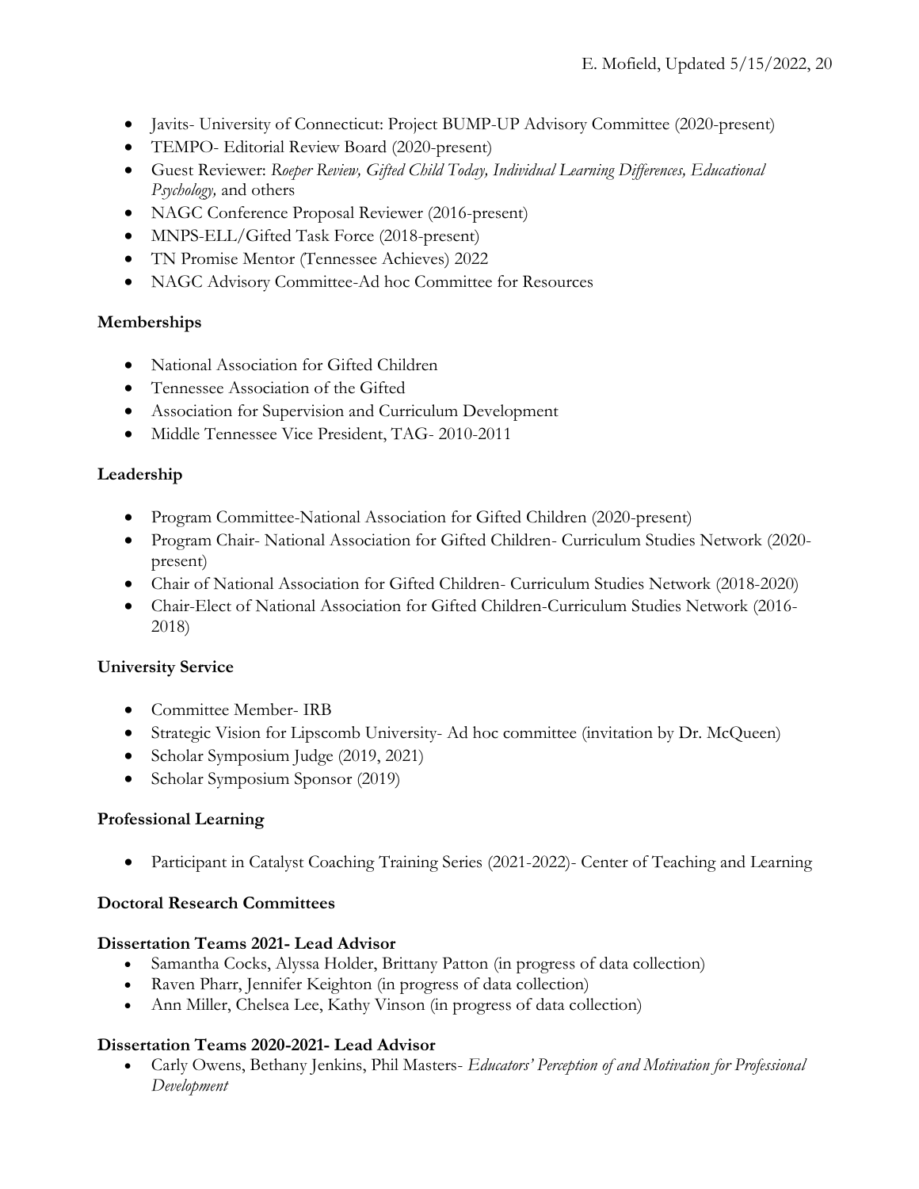- Javits- University of Connecticut: Project BUMP-UP Advisory Committee (2020-present)
- TEMPO- Editorial Review Board (2020-present)
- Guest Reviewer: *Roeper Review, Gifted Child Today, Individual Learning Differences, Educational Psychology,* and others
- NAGC Conference Proposal Reviewer (2016-present)
- MNPS-ELL/Gifted Task Force (2018-present)
- TN Promise Mentor (Tennessee Achieves) 2022
- NAGC Advisory Committee-Ad hoc Committee for Resources

**Memberships**

- National Association for Gifted Children
- Tennessee Association of the Gifted
- Association for Supervision and Curriculum Development
- Middle Tennessee Vice President, TAG- 2010-2011

**Leadership**

- Program Committee-National Association for Gifted Children (2020-present)
- Program Chair- National Association for Gifted Children- Curriculum Studies Network (2020-present)
- Chair of National Association for Gifted Children- Curriculum Studies Network (2018-2020)
- Chair-Elect of National Association for Gifted Children-Curriculum Studies Network (2016-2018)

**University Service**

- Committee Member- IRB
- Strategic Vision for Lipscomb University- Ad hoc committee (invitation by Dr. McQueen)
- Scholar Symposium Judge (2019, 2021)
- Scholar Symposium Sponsor (2019)

**Professional Learning**

- Participant in Catalyst Coaching Training Series (2021-2022)- Center of Teaching and Learning

**Doctoral Research Committees**

**Dissertation Teams 2021- Lead Advisor**

- Samantha Cocks, Alyssa Holder, Brittany Patton (in progress of data collection)
- Raven Pharr, Jennifer Keighton (in progress of data collection)
- Ann Miller, Chelsea Lee, Kathy Vinson (in progress of data collection)

**Dissertation Teams 2020-2021- Lead Advisor**

- Carly Owens, Bethany Jenkins, Phil Masters- *Educators' Perception of and Motivation for Professional Development*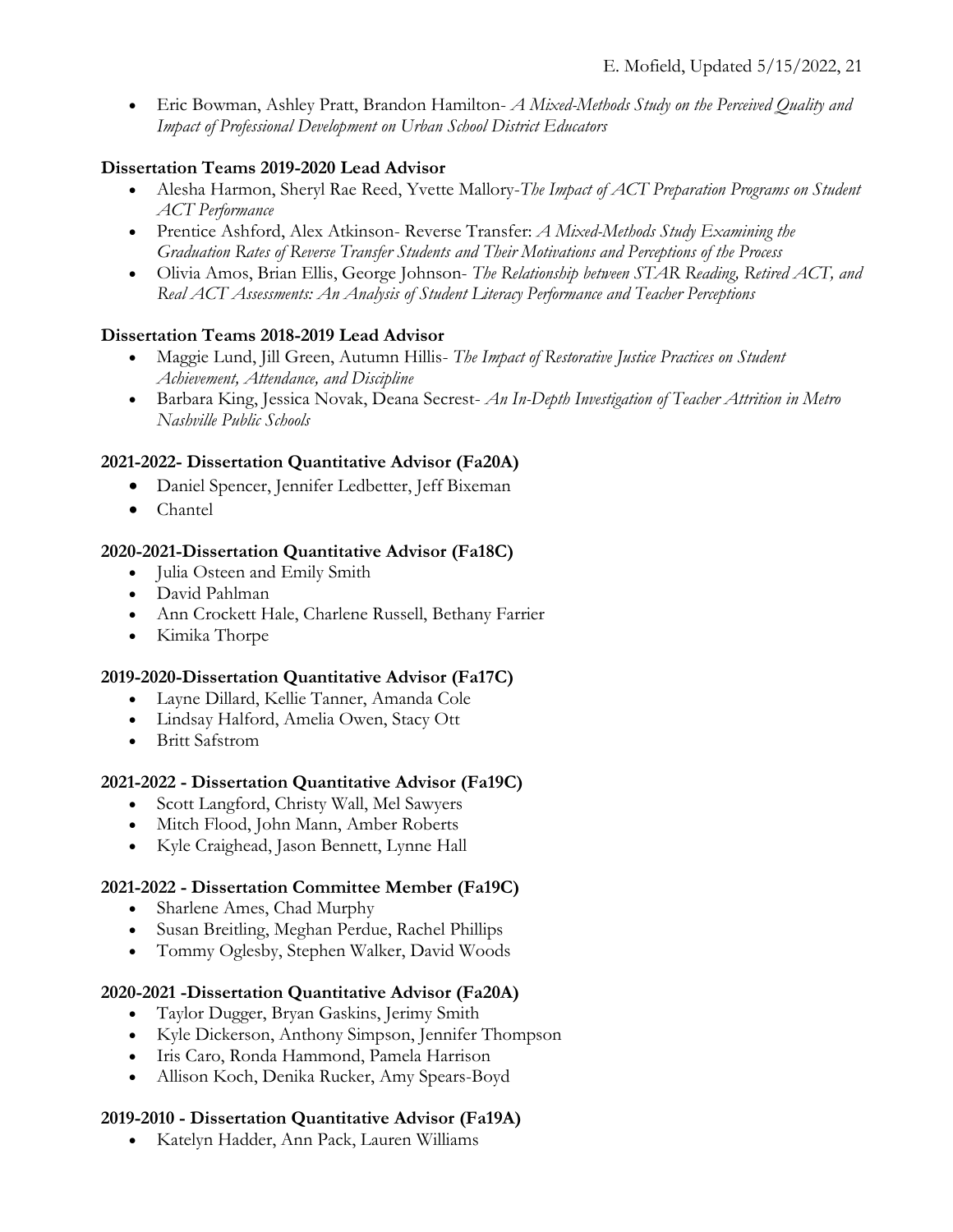- Eric Bowman, Ashley Pratt, Brandon Hamilton- *A Mixed-Methods Study on the Perceived Quality and Impact of Professional Development on Urban School District Educators*

**Dissertation Teams 2019-2020 Lead Advisor**

- Alesha Harmon, Sheryl Rae Reed, Yvette Mallory-*The Impact of ACT Preparation Programs on Student ACT Performance*
- Prentice Ashford, Alex Atkinson- Reverse Transfer: *A Mixed-Methods Study Examining the Graduation Rates of Reverse Transfer Students and Their Motivations and Perceptions of the Process*
- Olivia Amos, Brian Ellis, George Johnson- *The Relationship between STAR Reading, Retired ACT, and Real ACT Assessments: An Analysis of Student Literacy Performance and Teacher Perceptions*

**Dissertation Teams 2018-2019 Lead Advisor**

- Maggie Lund, Jill Green, Autumn Hillis- *The Impact of Restorative Justice Practices on Student Achievement, Attendance, and Discipline*
- Barbara King, Jessica Novak, Deana Secrest- *An In-Depth Investigation of Teacher Attrition in Metro Nashville Public Schools*

**2021-2022- Dissertation Quantitative Advisor (Fa20A)**

- Daniel Spencer, Jennifer Ledbetter, Jeff Bixeman
- Chantel

**2020-2021-Dissertation Quantitative Advisor (Fa18C)**

- Julia Osteen and Emily Smith
- David Pahlman
- Ann Crockett Hale, Charlene Russell, Bethany Farrier
- Kimika Thorpe

**2019-2020-Dissertation Quantitative Advisor (Fa17C)**

- Layne Dillard, Kellie Tanner, Amanda Cole
- Lindsay Halford, Amelia Owen, Stacy Ott
- Britt Safstrom

**2021-2022 - Dissertation Quantitative Advisor (Fa19C)**

- Scott Langford, Christy Wall, Mel Sawyers
- Mitch Flood, John Mann, Amber Roberts
- Kyle Craighead, Jason Bennett, Lynne Hall

**2021-2022 - Dissertation Committee Member (Fa19C)**

- Sharlene Ames, Chad Murphy
- Susan Breitling, Meghan Perdue, Rachel Phillips
- Tommy Oglesby, Stephen Walker, David Woods

**2020-2021 -Dissertation Quantitative Advisor (Fa20A)**

- Taylor Dugger, Bryan Gaskins, Jerimy Smith
- Kyle Dickerson, Anthony Simpson, Jennifer Thompson
- Iris Caro, Ronda Hammond, Pamela Harrison
- Allison Koch, Denika Rucker, Amy Spears-Boyd

**2019-2010 - Dissertation Quantitative Advisor (Fa19A)**

- Katelyn Hadder, Ann Pack, Lauren Williams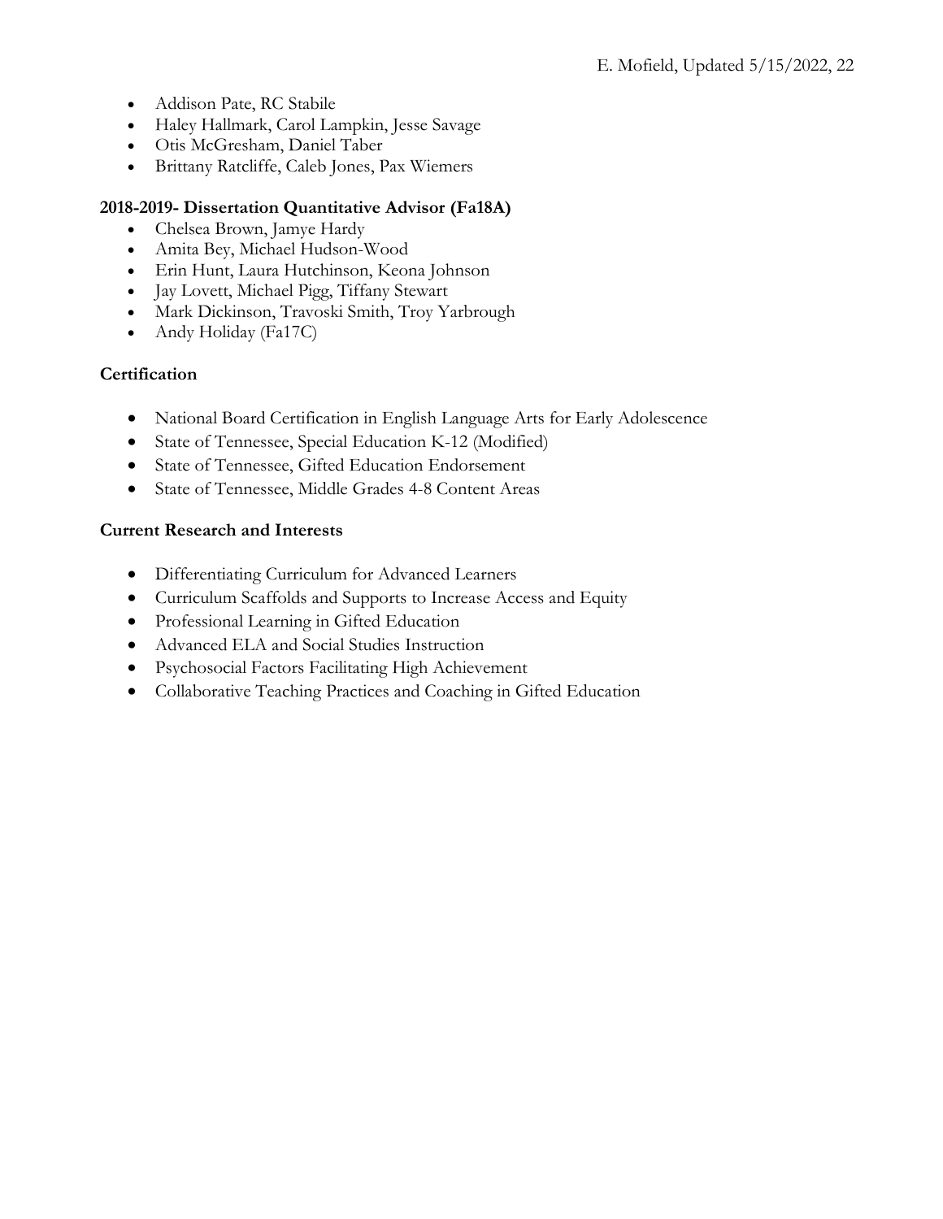- Addison Pate, RC Stabile
- Haley Hallmark, Carol Lampkin, Jesse Savage
- Otis McGresham, Daniel Taber
- Brittany Ratcliffe, Caleb Jones, Pax Wiemers

**2018-2019- Dissertation Quantitative Advisor (Fa18A)**

- Chelsea Brown, Jamye Hardy
- Amita Bey, Michael Hudson-Wood
- Erin Hunt, Laura Hutchinson, Keona Johnson
- Jay Lovett, Michael Pigg, Tiffany Stewart
- Mark Dickinson, Travoski Smith, Troy Yarbrough
- Andy Holiday (Fa17C)

### Certification

- National Board Certification in English Language Arts for Early Adolescence
- State of Tennessee, Special Education K-12 (Modified)
- State of Tennessee, Gifted Education Endorsement
- State of Tennessee, Middle Grades 4-8 Content Areas

### Current Research and Interests

- Differentiating Curriculum for Advanced Learners
- Curriculum Scaffolds and Supports to Increase Access and Equity
- Professional Learning in Gifted Education
- Advanced ELA and Social Studies Instruction
- Psychosocial Factors Facilitating High Achievement
- Collaborative Teaching Practices and Coaching in Gifted Education